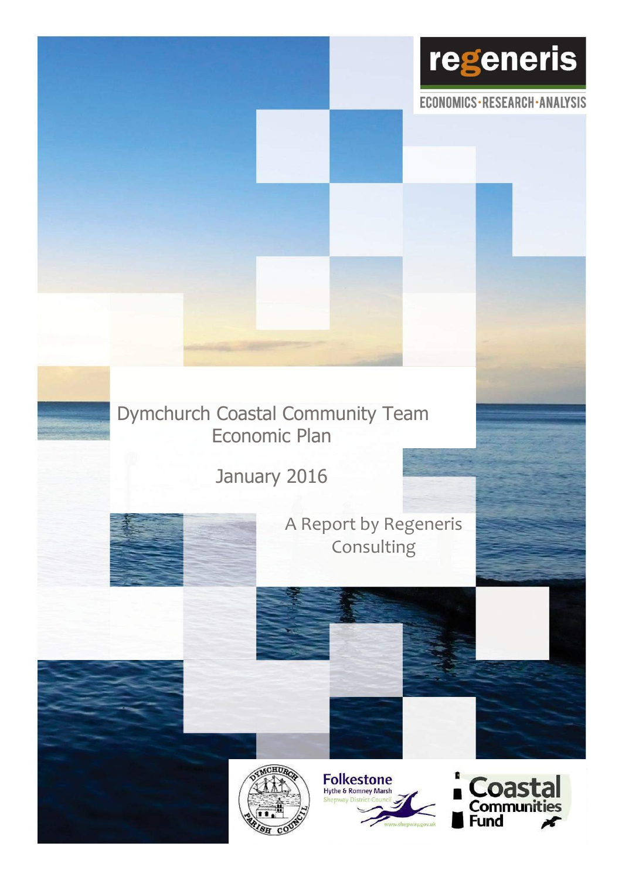regeneris

ECONOMICS·RESEARCH·ANALYSIS

# Dymchurch Coastal Community Team Economic Plan

January 2016

A Report by Regeneris Consulting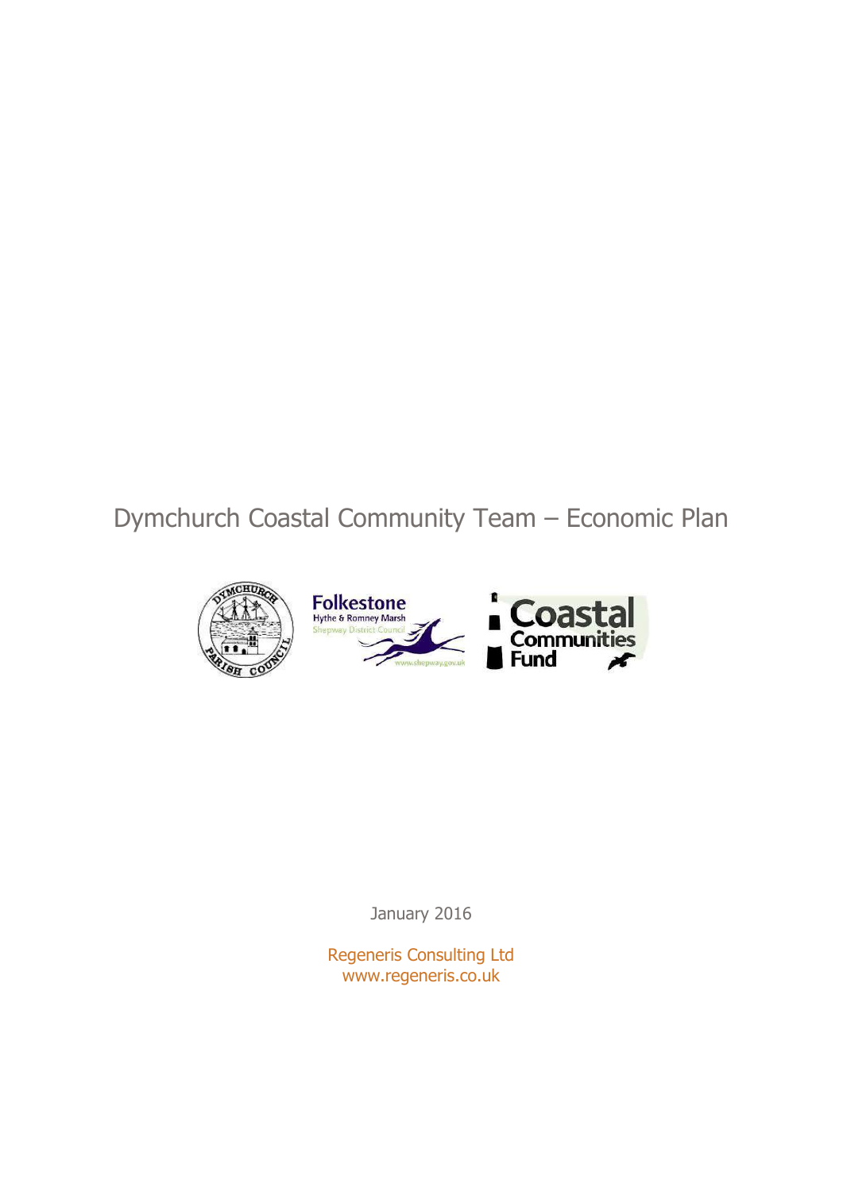# Dymchurch Coastal Community Team – Economic Plan

January 2016

Regeneris Consulting Ltd
www.regeneris.co.uk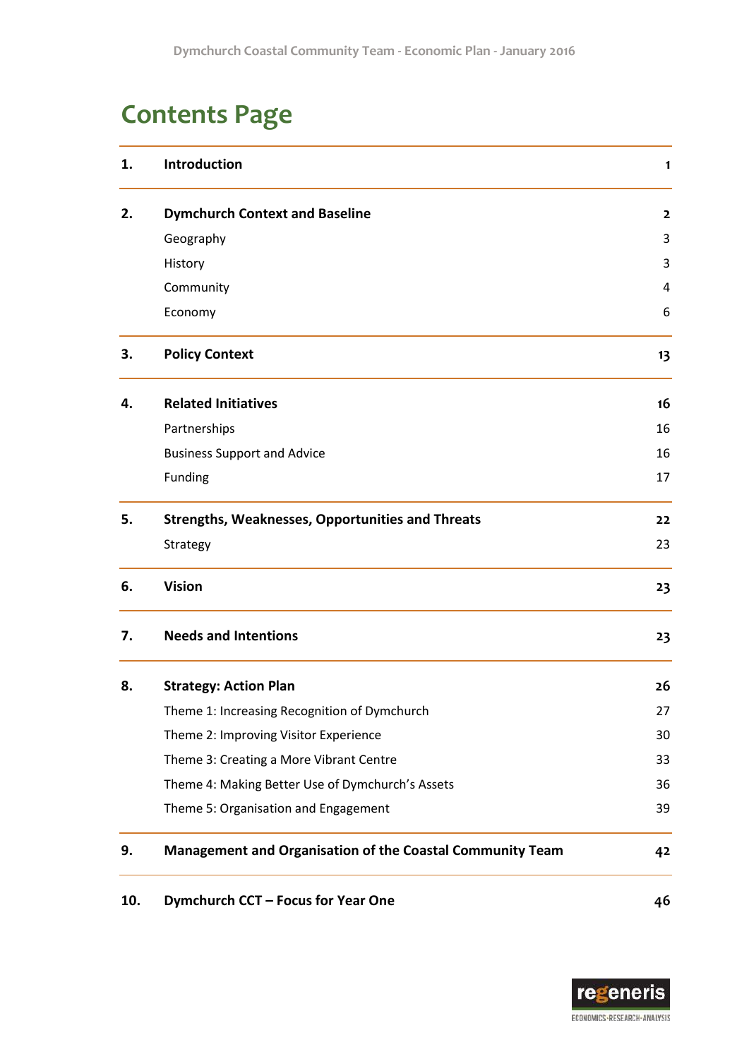# Contents Page

| | | |
|---|---|---|
| **1.** | **Introduction** | **1** |
| **2.** | **Dymchurch Context and Baseline** | **2** |
| | Geography | 3 |
| | History | 3 |
| | Community | 4 |
| | Economy | 6 |
| **3.** | **Policy Context** | **13** |
| **4.** | **Related Initiatives** | **16** |
| | Partnerships | 16 |
| | Business Support and Advice | 16 |
| | Funding | 17 |
| **5.** | **Strengths, Weaknesses, Opportunities and Threats** | **22** |
| | Strategy | 23 |
| **6.** | **Vision** | **23** |
| **7.** | **Needs and Intentions** | **23** |
| **8.** | **Strategy: Action Plan** | **26** |
| | Theme 1: Increasing Recognition of Dymchurch | 27 |
| | Theme 2: Improving Visitor Experience | 30 |
| | Theme 3: Creating a More Vibrant Centre | 33 |
| | Theme 4: Making Better Use of Dymchurch's Assets | 36 |
| | Theme 5: Organisation and Engagement | 39 |
| **9.** | **Management and Organisation of the Coastal Community Team** | **42** |
| **10.** | **Dymchurch CCT – Focus for Year One** | **46** |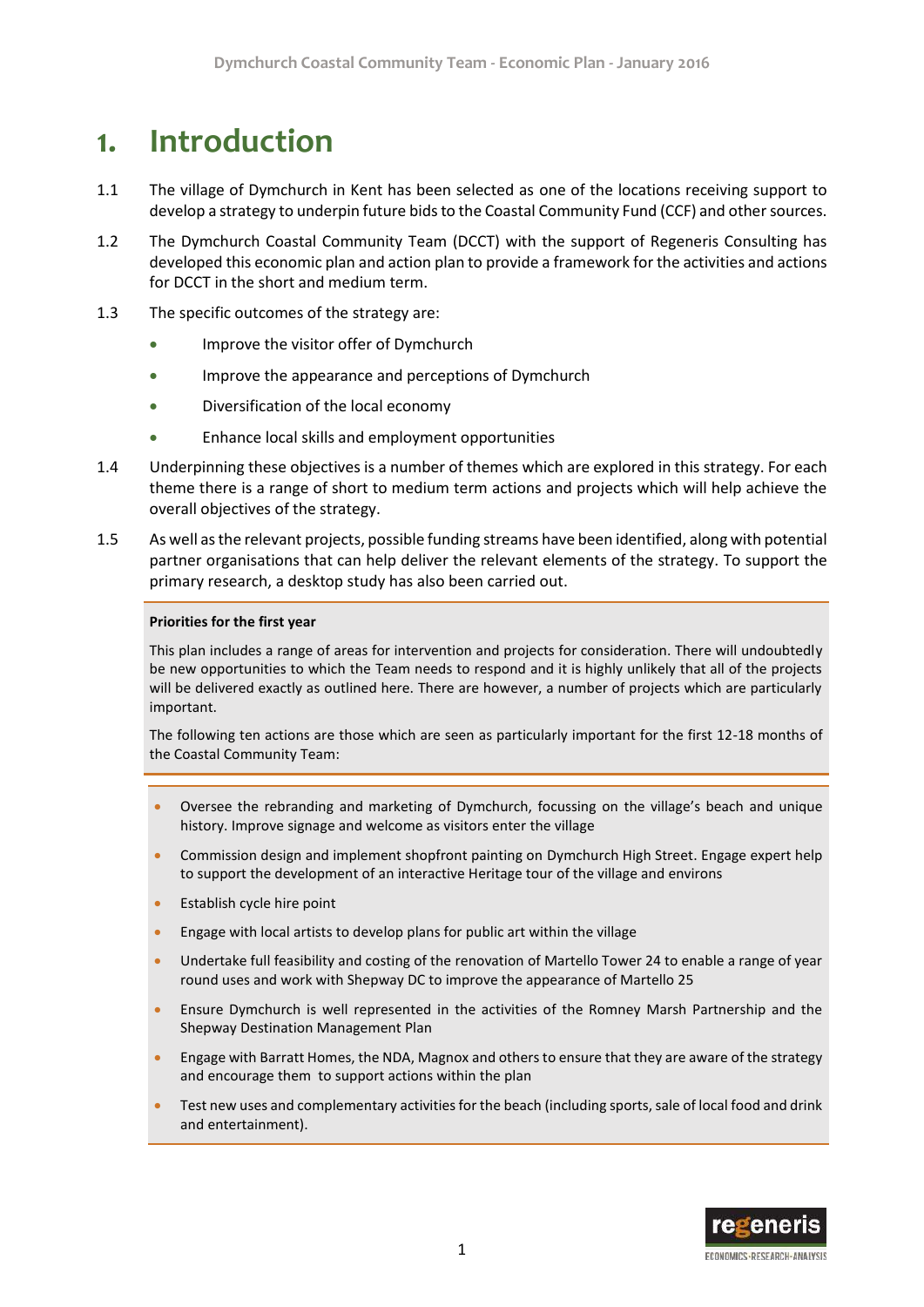# 1. Introduction

1.1 The village of Dymchurch in Kent has been selected as one of the locations receiving support to develop a strategy to underpin future bids to the Coastal Community Fund (CCF) and other sources.

1.2 The Dymchurch Coastal Community Team (DCCT) with the support of Regeneris Consulting has developed this economic plan and action plan to provide a framework for the activities and actions for DCCT in the short and medium term.

1.3 The specific outcomes of the strategy are:

- Improve the visitor offer of Dymchurch
- Improve the appearance and perceptions of Dymchurch
- Diversification of the local economy
- Enhance local skills and employment opportunities

1.4 Underpinning these objectives is a number of themes which are explored in this strategy. For each theme there is a range of short to medium term actions and projects which will help achieve the overall objectives of the strategy.

1.5 As well as the relevant projects, possible funding streams have been identified, along with potential partner organisations that can help deliver the relevant elements of the strategy. To support the primary research, a desktop study has also been carried out.

**Priorities for the first year**

This plan includes a range of areas for intervention and projects for consideration. There will undoubtedly be new opportunities to which the Team needs to respond and it is highly unlikely that all of the projects will be delivered exactly as outlined here. There are however, a number of projects which are particularly important.

The following ten actions are those which are seen as particularly important for the first 12-18 months of the Coastal Community Team:

- Oversee the rebranding and marketing of Dymchurch, focussing on the village's beach and unique history. Improve signage and welcome as visitors enter the village
- Commission design and implement shopfront painting on Dymchurch High Street. Engage expert help to support the development of an interactive Heritage tour of the village and environs
- Establish cycle hire point
- Engage with local artists to develop plans for public art within the village
- Undertake full feasibility and costing of the renovation of Martello Tower 24 to enable a range of year round uses and work with Shepway DC to improve the appearance of Martello 25
- Ensure Dymchurch is well represented in the activities of the Romney Marsh Partnership and the Shepway Destination Management Plan
- Engage with Barratt Homes, the NDA, Magnox and others to ensure that they are aware of the strategy and encourage them to support actions within the plan
- Test new uses and complementary activities for the beach (including sports, sale of local food and drink and entertainment).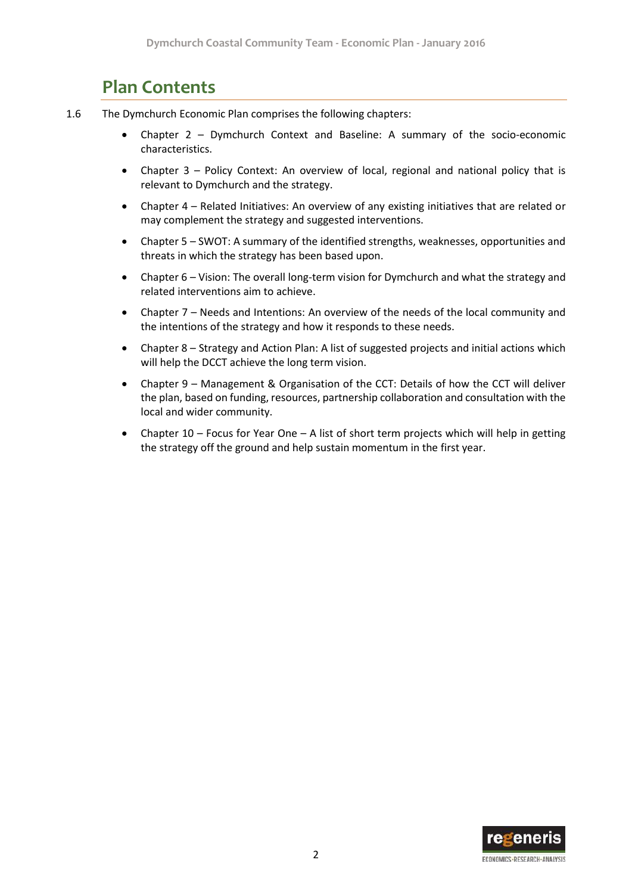## Plan Contents

1.6 The Dymchurch Economic Plan comprises the following chapters:

- Chapter 2 – Dymchurch Context and Baseline: A summary of the socio-economic characteristics.
- Chapter 3 – Policy Context: An overview of local, regional and national policy that is relevant to Dymchurch and the strategy.
- Chapter 4 – Related Initiatives: An overview of any existing initiatives that are related or may complement the strategy and suggested interventions.
- Chapter 5 – SWOT: A summary of the identified strengths, weaknesses, opportunities and threats in which the strategy has been based upon.
- Chapter 6 – Vision: The overall long-term vision for Dymchurch and what the strategy and related interventions aim to achieve.
- Chapter 7 – Needs and Intentions: An overview of the needs of the local community and the intentions of the strategy and how it responds to these needs.
- Chapter 8 – Strategy and Action Plan: A list of suggested projects and initial actions which will help the DCCT achieve the long term vision.
- Chapter 9 – Management & Organisation of the CCT: Details of how the CCT will deliver the plan, based on funding, resources, partnership collaboration and consultation with the local and wider community.
- Chapter 10 – Focus for Year One – A list of short term projects which will help in getting the strategy off the ground and help sustain momentum in the first year.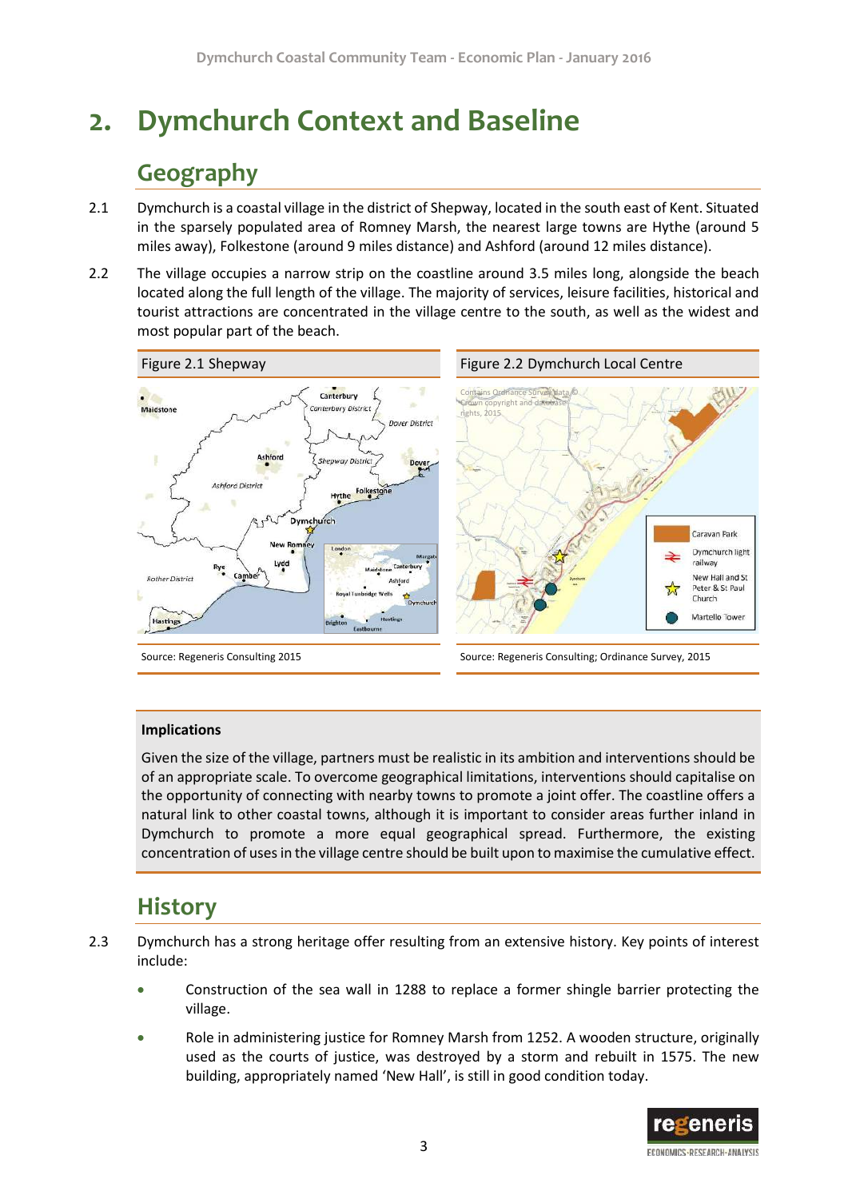# 2. Dymchurch Context and Baseline

## Geography

2.1 Dymchurch is a coastal village in the district of Shepway, located in the south east of Kent. Situated in the sparsely populated area of Romney Marsh, the nearest large towns are Hythe (around 5 miles away), Folkestone (around 9 miles distance) and Ashford (around 12 miles distance).

2.2 The village occupies a narrow strip on the coastline around 3.5 miles long, alongside the beach located along the full length of the village. The majority of services, leisure facilities, historical and tourist attractions are concentrated in the village centre to the south, as well as the widest and most popular part of the beach.

Figure 2.1 Shepway

Source: Regeneris Consulting 2015

Figure 2.2 Dymchurch Local Centre

Source: Regeneris Consulting; Ordinance Survey, 2015

**Implications**

Given the size of the village, partners must be realistic in its ambition and interventions should be of an appropriate scale. To overcome geographical limitations, interventions should capitalise on the opportunity of connecting with nearby towns to promote a joint offer. The coastline offers a natural link to other coastal towns, although it is important to consider areas further inland in Dymchurch to promote a more equal geographical spread. Furthermore, the existing concentration of uses in the village centre should be built upon to maximise the cumulative effect.

## History

2.3 Dymchurch has a strong heritage offer resulting from an extensive history. Key points of interest include:

- Construction of the sea wall in 1288 to replace a former shingle barrier protecting the village.
- Role in administering justice for Romney Marsh from 1252. A wooden structure, originally used as the courts of justice, was destroyed by a storm and rebuilt in 1575. The new building, appropriately named 'New Hall', is still in good condition today.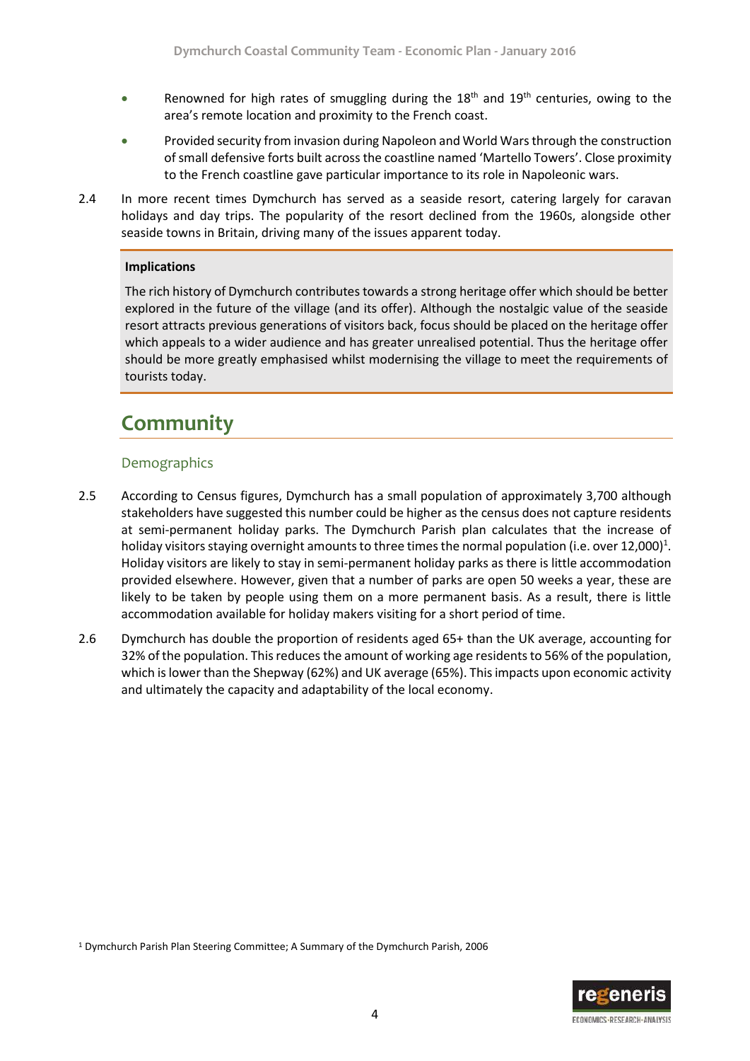- Renowned for high rates of smuggling during the 18th and 19th centuries, owing to the area's remote location and proximity to the French coast.
- Provided security from invasion during Napoleon and World Wars through the construction of small defensive forts built across the coastline named 'Martello Towers'. Close proximity to the French coastline gave particular importance to its role in Napoleonic wars.

2.4 In more recent times Dymchurch has served as a seaside resort, catering largely for caravan holidays and day trips. The popularity of the resort declined from the 1960s, alongside other seaside towns in Britain, driving many of the issues apparent today.

> **Implications**
>
> The rich history of Dymchurch contributes towards a strong heritage offer which should be better explored in the future of the village (and its offer). Although the nostalgic value of the seaside resort attracts previous generations of visitors back, focus should be placed on the heritage offer which appeals to a wider audience and has greater unrealised potential. Thus the heritage offer should be more greatly emphasised whilst modernising the village to meet the requirements of tourists today.

## Community

### Demographics

2.5 According to Census figures, Dymchurch has a small population of approximately 3,700 although stakeholders have suggested this number could be higher as the census does not capture residents at semi-permanent holiday parks. The Dymchurch Parish plan calculates that the increase of holiday visitors staying overnight amounts to three times the normal population (i.e. over 12,000)[1]. Holiday visitors are likely to stay in semi-permanent holiday parks as there is little accommodation provided elsewhere. However, given that a number of parks are open 50 weeks a year, these are likely to be taken by people using them on a more permanent basis. As a result, there is little accommodation available for holiday makers visiting for a short period of time.

2.6 Dymchurch has double the proportion of residents aged 65+ than the UK average, accounting for 32% of the population. This reduces the amount of working age residents to 56% of the population, which is lower than the Shepway (62%) and UK average (65%). This impacts upon economic activity and ultimately the capacity and adaptability of the local economy.

[1] Dymchurch Parish Plan Steering Committee; A Summary of the Dymchurch Parish, 2006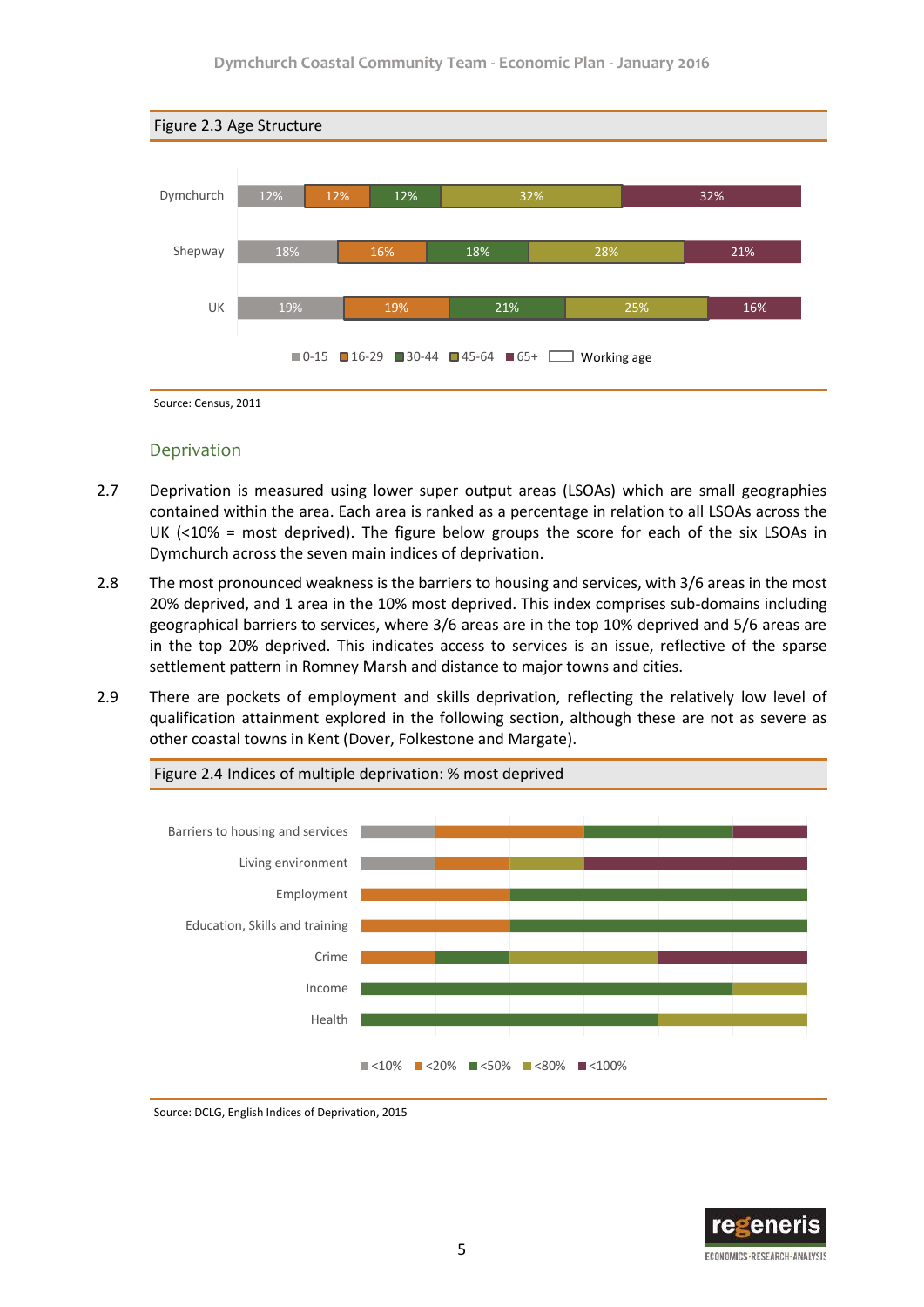Figure 2.3 Age Structure

| | 0-15 | 16-29 | 30-44 | 45-64 | 65+ |
|---|---|---|---|---|---|
| Dymchurch | 12% | 12% | 12% | 32% | 32% |
| Shepway | 18% | 16% | 18% | 28% | 21% |
| UK | 19% | 19% | 21% | 25% | 16% |

Source: Census, 2011

### Deprivation

2.7 Deprivation is measured using lower super output areas (LSOAs) which are small geographies contained within the area. Each area is ranked as a percentage in relation to all LSOAs across the UK (<10% = most deprived). The figure below groups the score for each of the six LSOAs in Dymchurch across the seven main indices of deprivation.

2.8 The most pronounced weakness is the barriers to housing and services, with 3/6 areas in the most 20% deprived, and 1 area in the 10% most deprived. This index comprises sub-domains including geographical barriers to services, where 3/6 areas are in the top 10% deprived and 5/6 areas are in the top 20% deprived. This indicates access to services is an issue, reflective of the sparse settlement pattern in Romney Marsh and distance to major towns and cities.

2.9 There are pockets of employment and skills deprivation, reflecting the relatively low level of qualification attainment explored in the following section, although these are not as severe as other coastal towns in Kent (Dover, Folkestone and Margate).

Figure 2.4 Indices of multiple deprivation: % most deprived

| | <10% | <20% | <50% | <80% | <100% |
|---|---|---|---|---|---|
| Barriers to housing and services | 1 | 2 | 2 | | 1 |
| Living environment | 1 | 1 | | 1 | 3 |
| Employment | | 2 | 4 | | |
| Education, Skills and training | | 2 | 4 | | |
| Crime | | 1 | 1 | 2 | 2 |
| Income | | | 5 | 1 | |
| Health | | | 4 | 2 | |

Source: DCLG, English Indices of Deprivation, 2015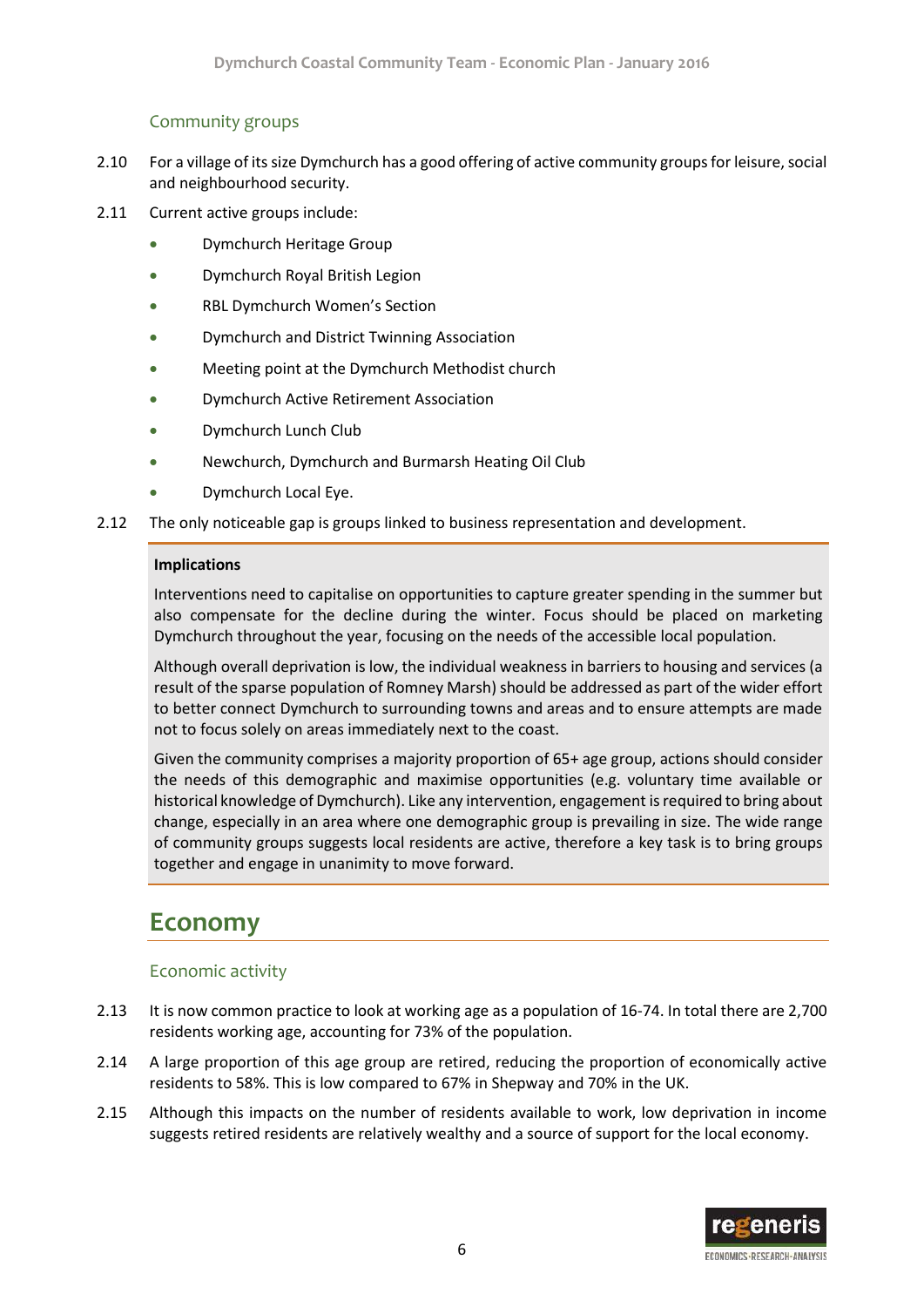### Community groups

2.10 For a village of its size Dymchurch has a good offering of active community groups for leisure, social and neighbourhood security.

2.11 Current active groups include:

- Dymchurch Heritage Group
- Dymchurch Royal British Legion
- RBL Dymchurch Women's Section
- Dymchurch and District Twinning Association
- Meeting point at the Dymchurch Methodist church
- Dymchurch Active Retirement Association
- Dymchurch Lunch Club
- Newchurch, Dymchurch and Burmarsh Heating Oil Club
- Dymchurch Local Eye.

2.12 The only noticeable gap is groups linked to business representation and development.

**Implications**

Interventions need to capitalise on opportunities to capture greater spending in the summer but also compensate for the decline during the winter. Focus should be placed on marketing Dymchurch throughout the year, focusing on the needs of the accessible local population.

Although overall deprivation is low, the individual weakness in barriers to housing and services (a result of the sparse population of Romney Marsh) should be addressed as part of the wider effort to better connect Dymchurch to surrounding towns and areas and to ensure attempts are made not to focus solely on areas immediately next to the coast.

Given the community comprises a majority proportion of 65+ age group, actions should consider the needs of this demographic and maximise opportunities (e.g. voluntary time available or historical knowledge of Dymchurch). Like any intervention, engagement is required to bring about change, especially in an area where one demographic group is prevailing in size. The wide range of community groups suggests local residents are active, therefore a key task is to bring groups together and engage in unanimity to move forward.

## Economy

### Economic activity

2.13 It is now common practice to look at working age as a population of 16-74. In total there are 2,700 residents working age, accounting for 73% of the population.

2.14 A large proportion of this age group are retired, reducing the proportion of economically active residents to 58%. This is low compared to 67% in Shepway and 70% in the UK.

2.15 Although this impacts on the number of residents available to work, low deprivation in income suggests retired residents are relatively wealthy and a source of support for the local economy.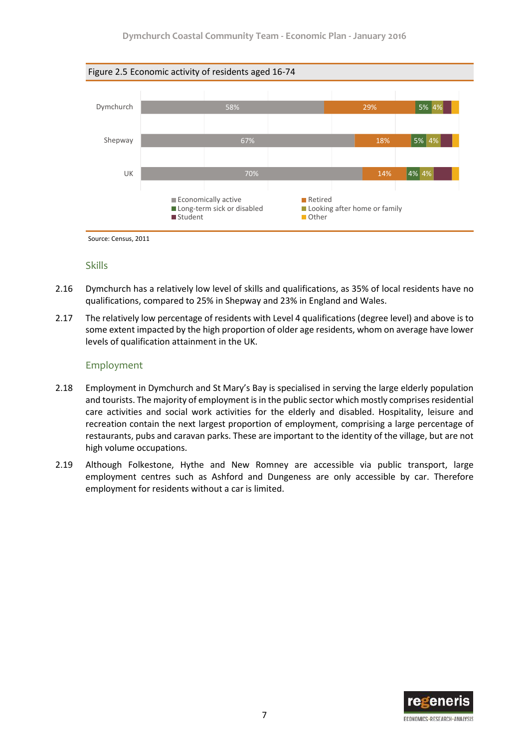Figure 2.5 Economic activity of residents aged 16-74

| | Economically active | Retired | Long-term sick or disabled | Looking after home or family | Student | Other |
|---|---|---|---|---|---|---|
| Dymchurch | 58% | 29% | 5% | 4% | | |
| Shepway | 67% | 18% | 5% | 4% | | |
| UK | 70% | 14% | 4% | 4% | | |

Source: Census, 2011

## Skills

2.16 Dymchurch has a relatively low level of skills and qualifications, as 35% of local residents have no qualifications, compared to 25% in Shepway and 23% in England and Wales.

2.17 The relatively low percentage of residents with Level 4 qualifications (degree level) and above is to some extent impacted by the high proportion of older age residents, whom on average have lower levels of qualification attainment in the UK.

## Employment

2.18 Employment in Dymchurch and St Mary's Bay is specialised in serving the large elderly population and tourists. The majority of employment is in the public sector which mostly comprises residential care activities and social work activities for the elderly and disabled. Hospitality, leisure and recreation contain the next largest proportion of employment, comprising a large percentage of restaurants, pubs and caravan parks. These are important to the identity of the village, but are not high volume occupations.

2.19 Although Folkestone, Hythe and New Romney are accessible via public transport, large employment centres such as Ashford and Dungeness are only accessible by car. Therefore employment for residents without a car is limited.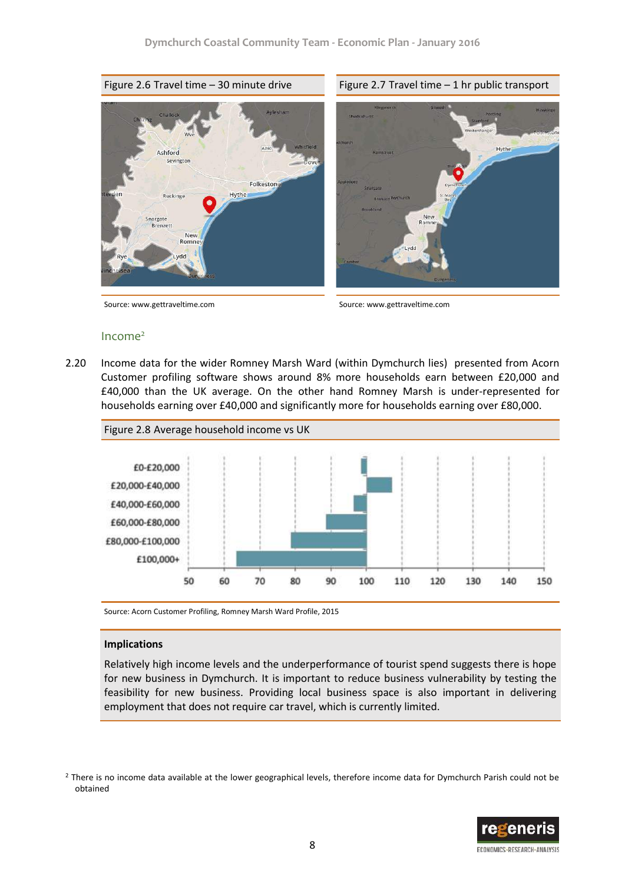Figure 2.6 Travel time – 30 minute drive

Source: www.gettraveltime.com

Figure 2.7 Travel time – 1 hr public transport

Source: www.gettraveltime.com

### Income[2]

2.20 Income data for the wider Romney Marsh Ward (within Dymchurch lies) presented from Acorn Customer profiling software shows around 8% more households earn between £20,000 and £40,000 than the UK average. On the other hand Romney Marsh is under-represented for households earning over £40,000 and significantly more for households earning over £80,000.

Figure 2.8 Average household income vs UK

Source: Acorn Customer Profiling, Romney Marsh Ward Profile, 2015

**Implications**

Relatively high income levels and the underperformance of tourist spend suggests there is hope for new business in Dymchurch. It is important to reduce business vulnerability by testing the feasibility for new business. Providing local business space is also important in delivering employment that does not require car travel, which is currently limited.

[2] There is no income data available at the lower geographical levels, therefore income data for Dymchurch Parish could not be obtained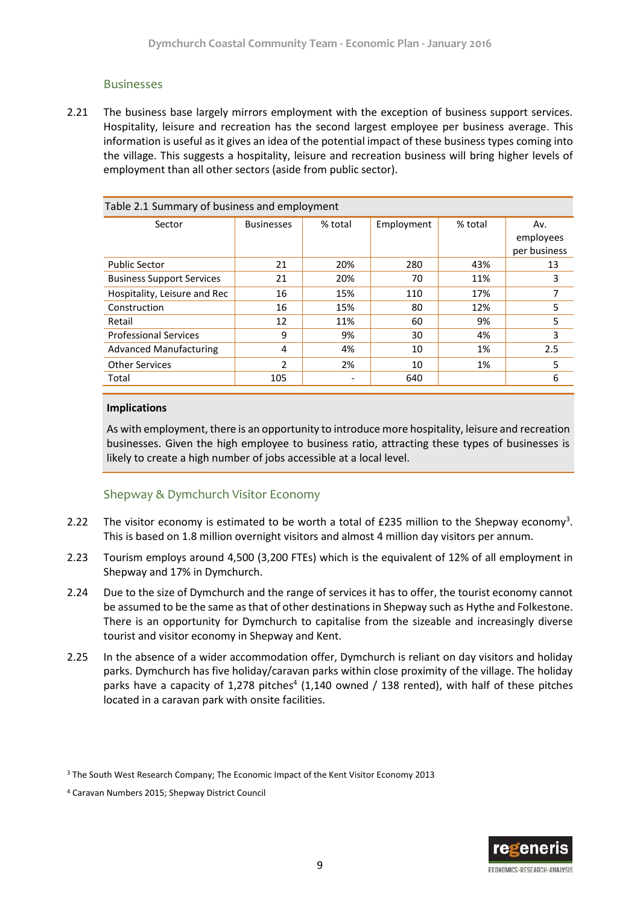## Businesses

2.21 The business base largely mirrors employment with the exception of business support services. Hospitality, leisure and recreation has the second largest employee per business average. This information is useful as it gives an idea of the potential impact of these business types coming into the village. This suggests a hospitality, leisure and recreation business will bring higher levels of employment than all other sectors (aside from public sector).

Table 2.1 Summary of business and employment

| Sector | Businesses | % total | Employment | % total | Av. employees per business |
|---|---|---|---|---|---|
| Public Sector | 21 | 20% | 280 | 43% | 13 |
| Business Support Services | 21 | 20% | 70 | 11% | 3 |
| Hospitality, Leisure and Rec | 16 | 15% | 110 | 17% | 7 |
| Construction | 16 | 15% | 80 | 12% | 5 |
| Retail | 12 | 11% | 60 | 9% | 5 |
| Professional Services | 9 | 9% | 30 | 4% | 3 |
| Advanced Manufacturing | 4 | 4% | 10 | 1% | 2.5 |
| Other Services | 2 | 2% | 10 | 1% | 5 |
| Total | 105 | - | 640 | | 6 |

**Implications**

As with employment, there is an opportunity to introduce more hospitality, leisure and recreation businesses. Given the high employee to business ratio, attracting these types of businesses is likely to create a high number of jobs accessible at a local level.

## Shepway & Dymchurch Visitor Economy

2.22 The visitor economy is estimated to be worth a total of £235 million to the Shepway economy[3]. This is based on 1.8 million overnight visitors and almost 4 million day visitors per annum.

2.23 Tourism employs around 4,500 (3,200 FTEs) which is the equivalent of 12% of all employment in Shepway and 17% in Dymchurch.

2.24 Due to the size of Dymchurch and the range of services it has to offer, the tourist economy cannot be assumed to be the same as that of other destinations in Shepway such as Hythe and Folkestone. There is an opportunity for Dymchurch to capitalise from the sizeable and increasingly diverse tourist and visitor economy in Shepway and Kent.

2.25 In the absence of a wider accommodation offer, Dymchurch is reliant on day visitors and holiday parks. Dymchurch has five holiday/caravan parks within close proximity of the village. The holiday parks have a capacity of 1,278 pitches[4] (1,140 owned / 138 rented), with half of these pitches located in a caravan park with onsite facilities.

[3] The South West Research Company; The Economic Impact of the Kent Visitor Economy 2013

[4] Caravan Numbers 2015; Shepway District Council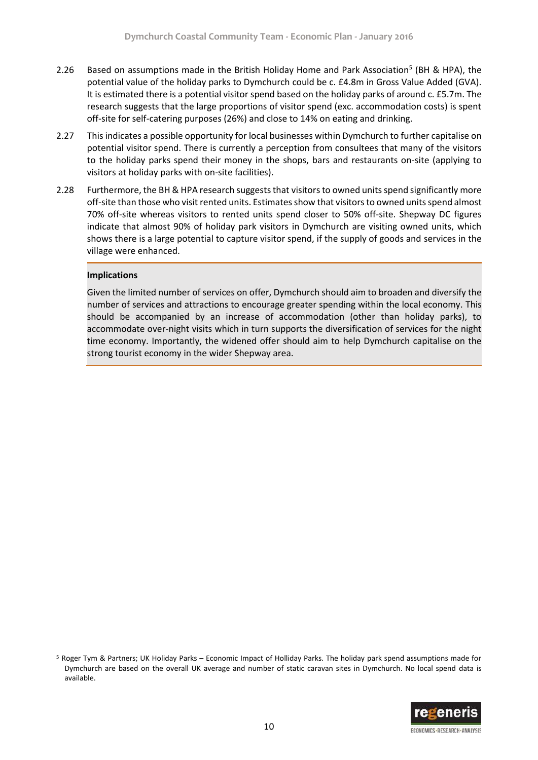2.26 Based on assumptions made in the British Holiday Home and Park Association[5] (BH & HPA), the potential value of the holiday parks to Dymchurch could be c. £4.8m in Gross Value Added (GVA). It is estimated there is a potential visitor spend based on the holiday parks of around c. £5.7m. The research suggests that the large proportions of visitor spend (exc. accommodation costs) is spent off-site for self-catering purposes (26%) and close to 14% on eating and drinking.

2.27 This indicates a possible opportunity for local businesses within Dymchurch to further capitalise on potential visitor spend. There is currently a perception from consultees that many of the visitors to the holiday parks spend their money in the shops, bars and restaurants on-site (applying to visitors at holiday parks with on-site facilities).

2.28 Furthermore, the BH & HPA research suggests that visitors to owned units spend significantly more off-site than those who visit rented units. Estimates show that visitors to owned units spend almost 70% off-site whereas visitors to rented units spend closer to 50% off-site. Shepway DC figures indicate that almost 90% of holiday park visitors in Dymchurch are visiting owned units, which shows there is a large potential to capture visitor spend, if the supply of goods and services in the village were enhanced.

**Implications**

Given the limited number of services on offer, Dymchurch should aim to broaden and diversify the number of services and attractions to encourage greater spending within the local economy. This should be accompanied by an increase of accommodation (other than holiday parks), to accommodate over-night visits which in turn supports the diversification of services for the night time economy. Importantly, the widened offer should aim to help Dymchurch capitalise on the strong tourist economy in the wider Shepway area.

[5] Roger Tym & Partners; UK Holiday Parks – Economic Impact of Holliday Parks. The holiday park spend assumptions made for Dymchurch are based on the overall UK average and number of static caravan sites in Dymchurch. No local spend data is available.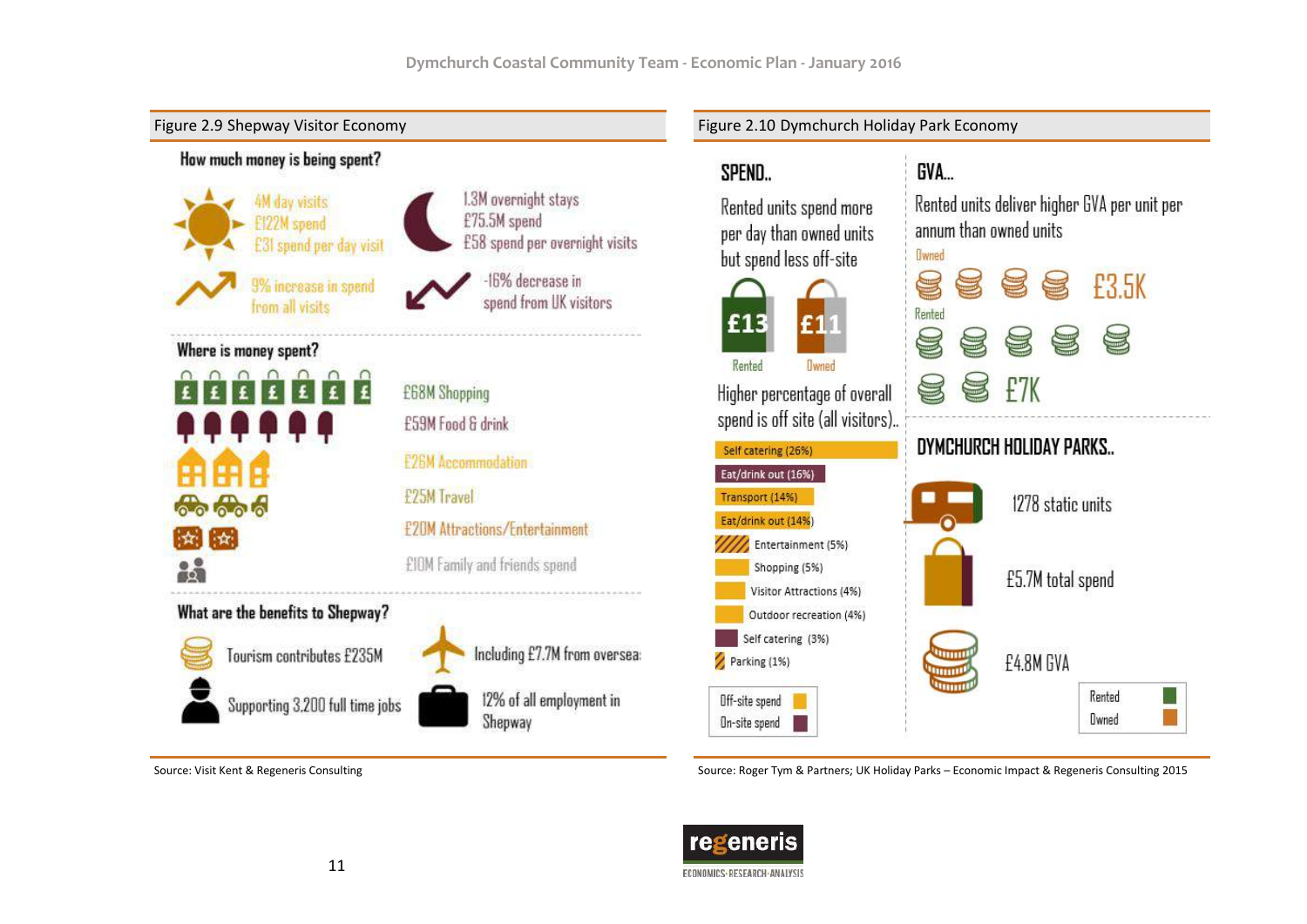### Figure 2.9 Shepway Visitor Economy

**How much money is being spent?**

4M day visits
£122M spend
£31 spend per day visit

1.3M overnight stays
£75.5M spend
£58 spend per overnight visits

9% increase in spend from all visits

-16% decrease in spend from UK visitors

**Where is money spent?**

£68M Shopping
£59M Food & drink
£26M Accommodation
£25M Travel
£20M Attractions/Entertainment
£10M Family and friends spend

**What are the benefits to Shepway?**

Tourism contributes £235M

Including £7.7M from overseas

Supporting 3,200 full time jobs

12% of all employment in Shepway

Source: Visit Kent & Regeneris Consulting

### Figure 2.10 Dymchurch Holiday Park Economy

**SPEND..**

Rented units spend more per day than owned units but spend less off-site

£13 Rented
£11 Owned

Higher percentage of overall spend is off site (all visitors)..

- Self catering (26%)
- Eat/drink out (16%)
- Transport (14%)
- Eat/drink out (14%)
- Entertainment (5%)
- Shopping (5%)
- Visitor Attractions (4%)
- Outdoor recreation (4%)
- Self catering (3%)
- Parking (1%)

Off-site spend
On-site spend

**GVA...**

Rented units deliver higher GVA per unit per annum than owned units

Owned £3.5K

Rented £7K

**DYMCHURCH HOLIDAY PARKS..**

1278 static units

£5.7M total spend

£4.8M GVA

Rented
Owned

Source: Roger Tym & Partners; UK Holiday Parks – Economic Impact & Regeneris Consulting 2015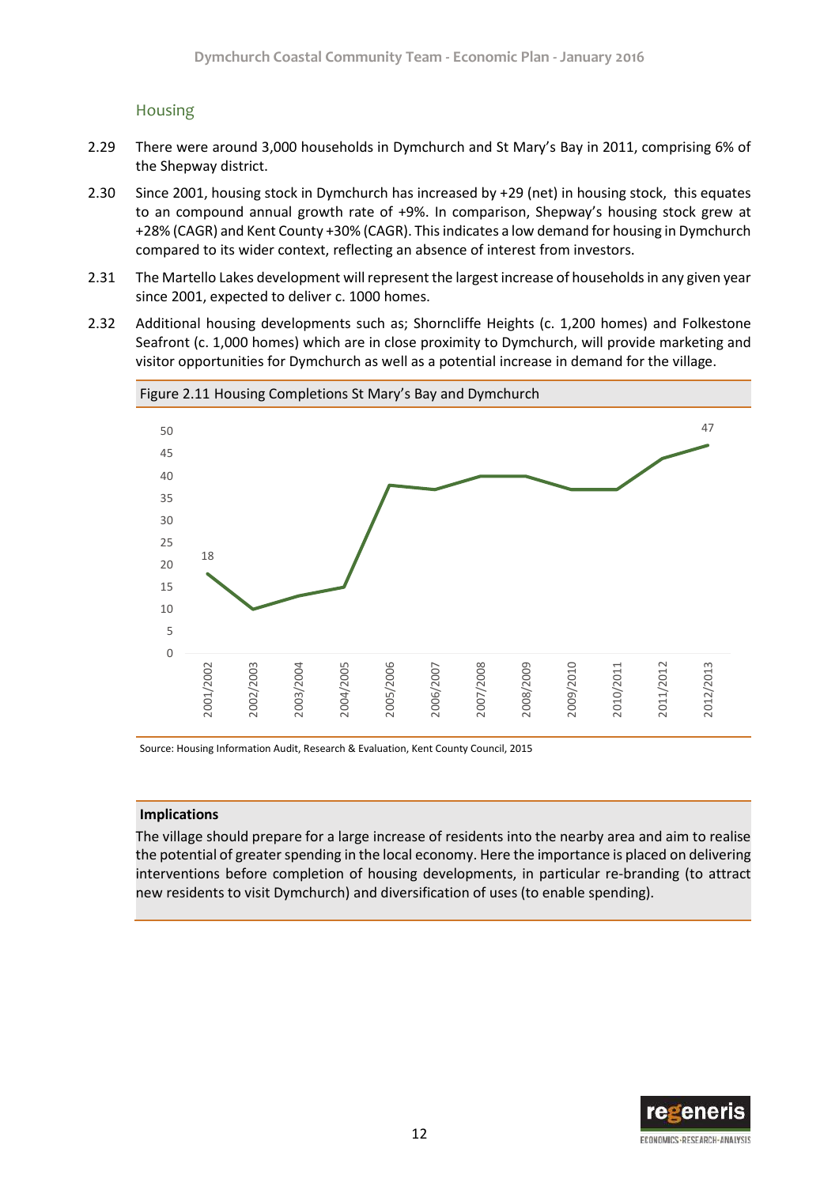## Housing

2.29 There were around 3,000 households in Dymchurch and St Mary's Bay in 2011, comprising 6% of the Shepway district.

2.30 Since 2001, housing stock in Dymchurch has increased by +29 (net) in housing stock, this equates to an compound annual growth rate of +9%. In comparison, Shepway's housing stock grew at +28% (CAGR) and Kent County +30% (CAGR). This indicates a low demand for housing in Dymchurch compared to its wider context, reflecting an absence of interest from investors.

2.31 The Martello Lakes development will represent the largest increase of households in any given year since 2001, expected to deliver c. 1000 homes.

2.32 Additional housing developments such as; Shorncliffe Heights (c. 1,200 homes) and Folkestone Seafront (c. 1,000 homes) which are in close proximity to Dymchurch, will provide marketing and visitor opportunities for Dymchurch as well as a potential increase in demand for the village.

Figure 2.11 Housing Completions St Mary's Bay and Dymchurch

Source: Housing Information Audit, Research & Evaluation, Kent County Council, 2015

**Implications**

The village should prepare for a large increase of residents into the nearby area and aim to realise the potential of greater spending in the local economy. Here the importance is placed on delivering interventions before completion of housing developments, in particular re-branding (to attract new residents to visit Dymchurch) and diversification of uses (to enable spending).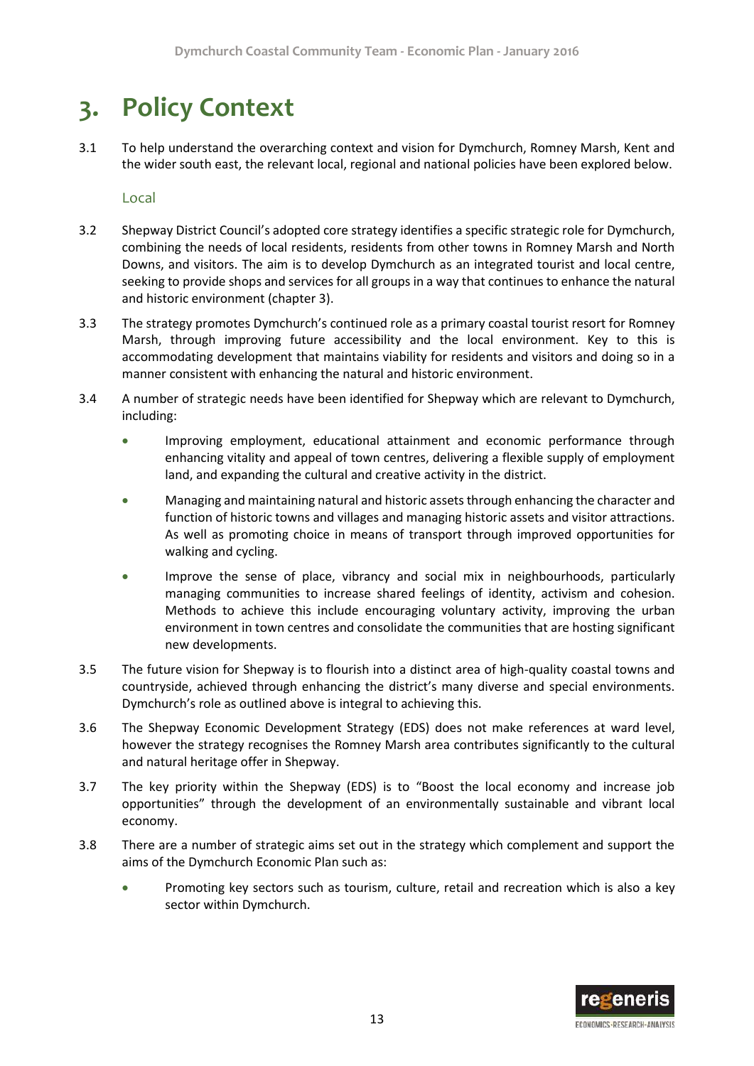# 3. Policy Context

3.1 To help understand the overarching context and vision for Dymchurch, Romney Marsh, Kent and the wider south east, the relevant local, regional and national policies have been explored below.

### Local

3.2 Shepway District Council's adopted core strategy identifies a specific strategic role for Dymchurch, combining the needs of local residents, residents from other towns in Romney Marsh and North Downs, and visitors. The aim is to develop Dymchurch as an integrated tourist and local centre, seeking to provide shops and services for all groups in a way that continues to enhance the natural and historic environment (chapter 3).

3.3 The strategy promotes Dymchurch's continued role as a primary coastal tourist resort for Romney Marsh, through improving future accessibility and the local environment. Key to this is accommodating development that maintains viability for residents and visitors and doing so in a manner consistent with enhancing the natural and historic environment.

3.4 A number of strategic needs have been identified for Shepway which are relevant to Dymchurch, including:

- Improving employment, educational attainment and economic performance through enhancing vitality and appeal of town centres, delivering a flexible supply of employment land, and expanding the cultural and creative activity in the district.
- Managing and maintaining natural and historic assets through enhancing the character and function of historic towns and villages and managing historic assets and visitor attractions. As well as promoting choice in means of transport through improved opportunities for walking and cycling.
- Improve the sense of place, vibrancy and social mix in neighbourhoods, particularly managing communities to increase shared feelings of identity, activism and cohesion. Methods to achieve this include encouraging voluntary activity, improving the urban environment in town centres and consolidate the communities that are hosting significant new developments.

3.5 The future vision for Shepway is to flourish into a distinct area of high-quality coastal towns and countryside, achieved through enhancing the district's many diverse and special environments. Dymchurch's role as outlined above is integral to achieving this.

3.6 The Shepway Economic Development Strategy (EDS) does not make references at ward level, however the strategy recognises the Romney Marsh area contributes significantly to the cultural and natural heritage offer in Shepway.

3.7 The key priority within the Shepway (EDS) is to "Boost the local economy and increase job opportunities" through the development of an environmentally sustainable and vibrant local economy.

3.8 There are a number of strategic aims set out in the strategy which complement and support the aims of the Dymchurch Economic Plan such as:

- Promoting key sectors such as tourism, culture, retail and recreation which is also a key sector within Dymchurch.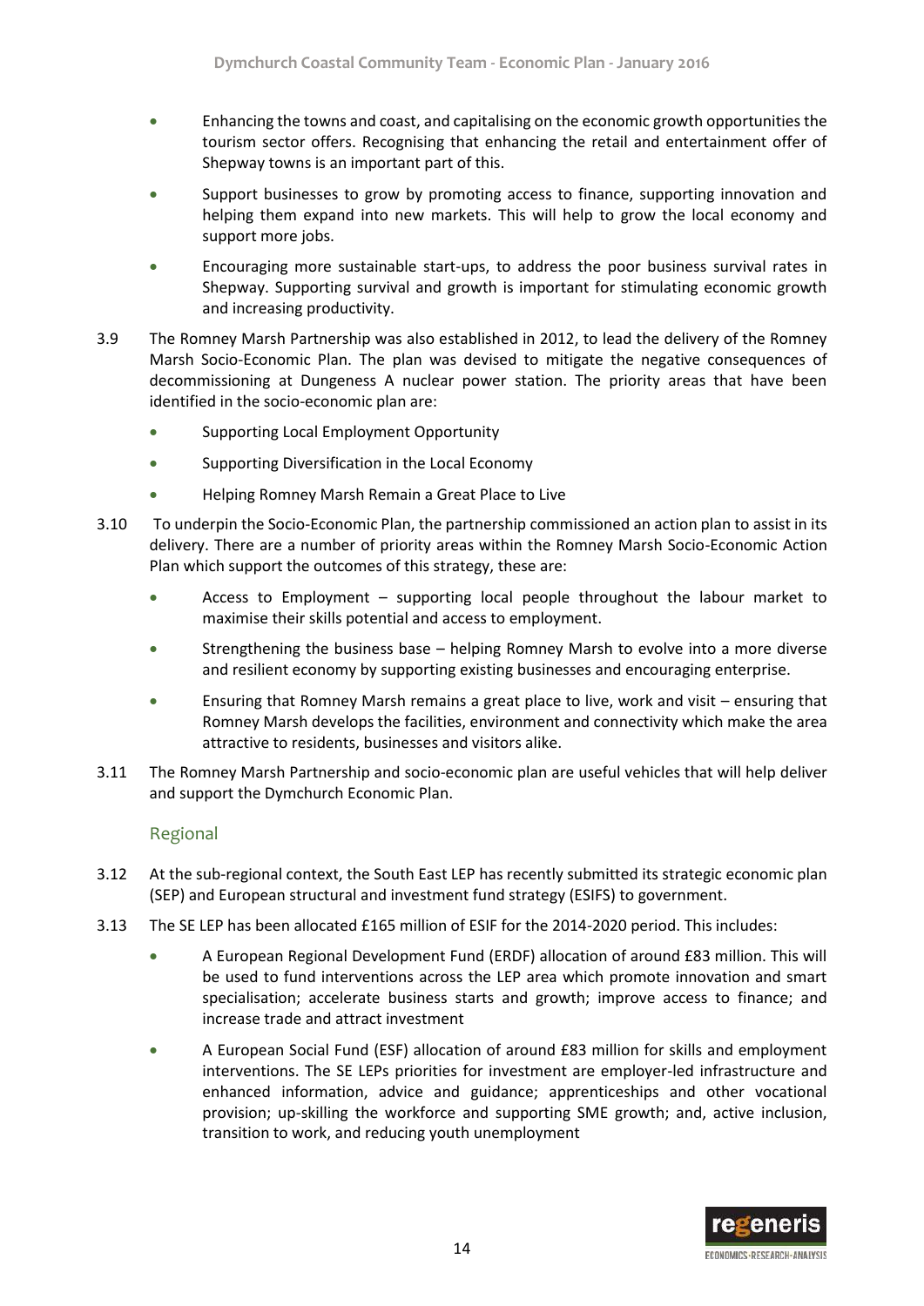- Enhancing the towns and coast, and capitalising on the economic growth opportunities the tourism sector offers. Recognising that enhancing the retail and entertainment offer of Shepway towns is an important part of this.
- Support businesses to grow by promoting access to finance, supporting innovation and helping them expand into new markets. This will help to grow the local economy and support more jobs.
- Encouraging more sustainable start-ups, to address the poor business survival rates in Shepway. Supporting survival and growth is important for stimulating economic growth and increasing productivity.

3.9 The Romney Marsh Partnership was also established in 2012, to lead the delivery of the Romney Marsh Socio-Economic Plan. The plan was devised to mitigate the negative consequences of decommissioning at Dungeness A nuclear power station. The priority areas that have been identified in the socio-economic plan are:

- Supporting Local Employment Opportunity
- Supporting Diversification in the Local Economy
- Helping Romney Marsh Remain a Great Place to Live

3.10 To underpin the Socio-Economic Plan, the partnership commissioned an action plan to assist in its delivery. There are a number of priority areas within the Romney Marsh Socio-Economic Action Plan which support the outcomes of this strategy, these are:

- Access to Employment – supporting local people throughout the labour market to maximise their skills potential and access to employment.
- Strengthening the business base – helping Romney Marsh to evolve into a more diverse and resilient economy by supporting existing businesses and encouraging enterprise.
- Ensuring that Romney Marsh remains a great place to live, work and visit – ensuring that Romney Marsh develops the facilities, environment and connectivity which make the area attractive to residents, businesses and visitors alike.

3.11 The Romney Marsh Partnership and socio-economic plan are useful vehicles that will help deliver and support the Dymchurch Economic Plan.

### Regional

3.12 At the sub-regional context, the South East LEP has recently submitted its strategic economic plan (SEP) and European structural and investment fund strategy (ESIFS) to government.

3.13 The SE LEP has been allocated £165 million of ESIF for the 2014-2020 period. This includes:

- A European Regional Development Fund (ERDF) allocation of around £83 million. This will be used to fund interventions across the LEP area which promote innovation and smart specialisation; accelerate business starts and growth; improve access to finance; and increase trade and attract investment
- A European Social Fund (ESF) allocation of around £83 million for skills and employment interventions. The SE LEPs priorities for investment are employer-led infrastructure and enhanced information, advice and guidance; apprenticeships and other vocational provision; up-skilling the workforce and supporting SME growth; and, active inclusion, transition to work, and reducing youth unemployment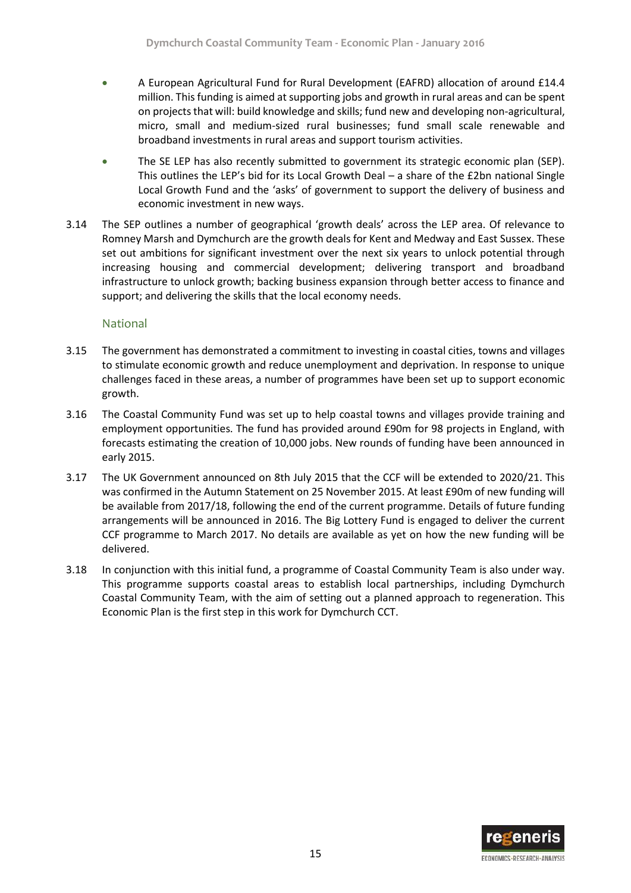- A European Agricultural Fund for Rural Development (EAFRD) allocation of around £14.4 million. This funding is aimed at supporting jobs and growth in rural areas and can be spent on projects that will: build knowledge and skills; fund new and developing non-agricultural, micro, small and medium-sized rural businesses; fund small scale renewable and broadband investments in rural areas and support tourism activities.
- The SE LEP has also recently submitted to government its strategic economic plan (SEP). This outlines the LEP's bid for its Local Growth Deal – a share of the £2bn national Single Local Growth Fund and the 'asks' of government to support the delivery of business and economic investment in new ways.

3.14 The SEP outlines a number of geographical 'growth deals' across the LEP area. Of relevance to Romney Marsh and Dymchurch are the growth deals for Kent and Medway and East Sussex. These set out ambitions for significant investment over the next six years to unlock potential through increasing housing and commercial development; delivering transport and broadband infrastructure to unlock growth; backing business expansion through better access to finance and support; and delivering the skills that the local economy needs.

### National

3.15 The government has demonstrated a commitment to investing in coastal cities, towns and villages to stimulate economic growth and reduce unemployment and deprivation. In response to unique challenges faced in these areas, a number of programmes have been set up to support economic growth.

3.16 The Coastal Community Fund was set up to help coastal towns and villages provide training and employment opportunities. The fund has provided around £90m for 98 projects in England, with forecasts estimating the creation of 10,000 jobs. New rounds of funding have been announced in early 2015.

3.17 The UK Government announced on 8th July 2015 that the CCF will be extended to 2020/21. This was confirmed in the Autumn Statement on 25 November 2015. At least £90m of new funding will be available from 2017/18, following the end of the current programme. Details of future funding arrangements will be announced in 2016. The Big Lottery Fund is engaged to deliver the current CCF programme to March 2017. No details are available as yet on how the new funding will be delivered.

3.18 In conjunction with this initial fund, a programme of Coastal Community Team is also under way. This programme supports coastal areas to establish local partnerships, including Dymchurch Coastal Community Team, with the aim of setting out a planned approach to regeneration. This Economic Plan is the first step in this work for Dymchurch CCT.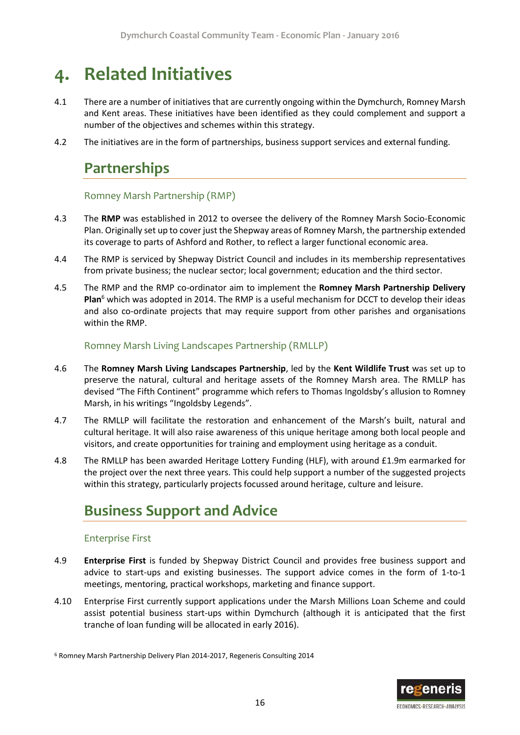# 4. Related Initiatives

4.1 There are a number of initiatives that are currently ongoing within the Dymchurch, Romney Marsh and Kent areas. These initiatives have been identified as they could complement and support a number of the objectives and schemes within this strategy.

4.2 The initiatives are in the form of partnerships, business support services and external funding.

## Partnerships

### Romney Marsh Partnership (RMP)

4.3 The **RMP** was established in 2012 to oversee the delivery of the Romney Marsh Socio-Economic Plan. Originally set up to cover just the Shepway areas of Romney Marsh, the partnership extended its coverage to parts of Ashford and Rother, to reflect a larger functional economic area.

4.4 The RMP is serviced by Shepway District Council and includes in its membership representatives from private business; the nuclear sector; local government; education and the third sector.

4.5 The RMP and the RMP co-ordinator aim to implement the **Romney Marsh Partnership Delivery Plan**[6] which was adopted in 2014. The RMP is a useful mechanism for DCCT to develop their ideas and also co-ordinate projects that may require support from other parishes and organisations within the RMP.

### Romney Marsh Living Landscapes Partnership (RMLLP)

4.6 The **Romney Marsh Living Landscapes Partnership**, led by the **Kent Wildlife Trust** was set up to preserve the natural, cultural and heritage assets of the Romney Marsh area. The RMLLP has devised "The Fifth Continent" programme which refers to Thomas Ingoldsby's allusion to Romney Marsh, in his writings "Ingoldsby Legends".

4.7 The RMLLP will facilitate the restoration and enhancement of the Marsh's built, natural and cultural heritage. It will also raise awareness of this unique heritage among both local people and visitors, and create opportunities for training and employment using heritage as a conduit.

4.8 The RMLLP has been awarded Heritage Lottery Funding (HLF), with around £1.9m earmarked for the project over the next three years. This could help support a number of the suggested projects within this strategy, particularly projects focussed around heritage, culture and leisure.

## Business Support and Advice

### Enterprise First

4.9 **Enterprise First** is funded by Shepway District Council and provides free business support and advice to start-ups and existing businesses. The support advice comes in the form of 1-to-1 meetings, mentoring, practical workshops, marketing and finance support.

4.10 Enterprise First currently support applications under the Marsh Millions Loan Scheme and could assist potential business start-ups within Dymchurch (although it is anticipated that the first tranche of loan funding will be allocated in early 2016).

[6] Romney Marsh Partnership Delivery Plan 2014-2017, Regeneris Consulting 2014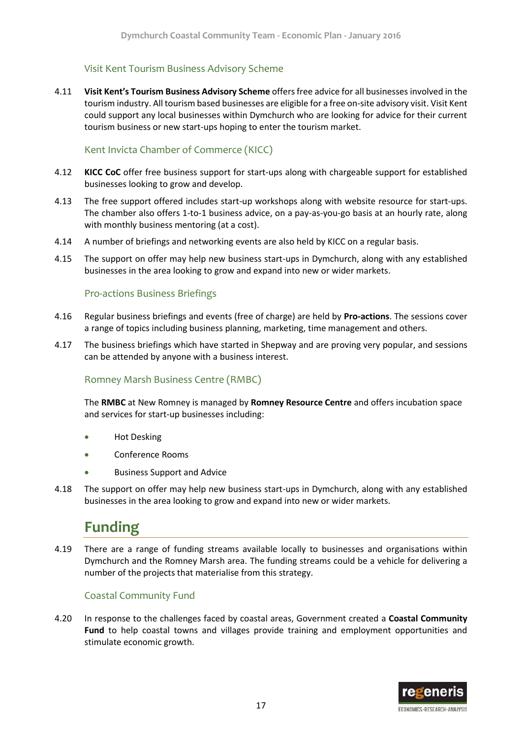### Visit Kent Tourism Business Advisory Scheme

4.11 **Visit Kent's Tourism Business Advisory Scheme** offers free advice for all businesses involved in the tourism industry. All tourism based businesses are eligible for a free on-site advisory visit. Visit Kent could support any local businesses within Dymchurch who are looking for advice for their current tourism business or new start-ups hoping to enter the tourism market.

### Kent Invicta Chamber of Commerce (KICC)

4.12 **KICC CoC** offer free business support for start-ups along with chargeable support for established businesses looking to grow and develop.

4.13 The free support offered includes start-up workshops along with website resource for start-ups. The chamber also offers 1-to-1 business advice, on a pay-as-you-go basis at an hourly rate, along with monthly business mentoring (at a cost).

4.14 A number of briefings and networking events are also held by KICC on a regular basis.

4.15 The support on offer may help new business start-ups in Dymchurch, along with any established businesses in the area looking to grow and expand into new or wider markets.

### Pro-actions Business Briefings

4.16 Regular business briefings and events (free of charge) are held by **Pro-actions**. The sessions cover a range of topics including business planning, marketing, time management and others.

4.17 The business briefings which have started in Shepway and are proving very popular, and sessions can be attended by anyone with a business interest.

### Romney Marsh Business Centre (RMBC)

The **RMBC** at New Romney is managed by **Romney Resource Centre** and offers incubation space and services for start-up businesses including:

- Hot Desking
- Conference Rooms
- Business Support and Advice

4.18 The support on offer may help new business start-ups in Dymchurch, along with any established businesses in the area looking to grow and expand into new or wider markets.

## Funding

4.19 There are a range of funding streams available locally to businesses and organisations within Dymchurch and the Romney Marsh area. The funding streams could be a vehicle for delivering a number of the projects that materialise from this strategy.

### Coastal Community Fund

4.20 In response to the challenges faced by coastal areas, Government created a **Coastal Community Fund** to help coastal towns and villages provide training and employment opportunities and stimulate economic growth.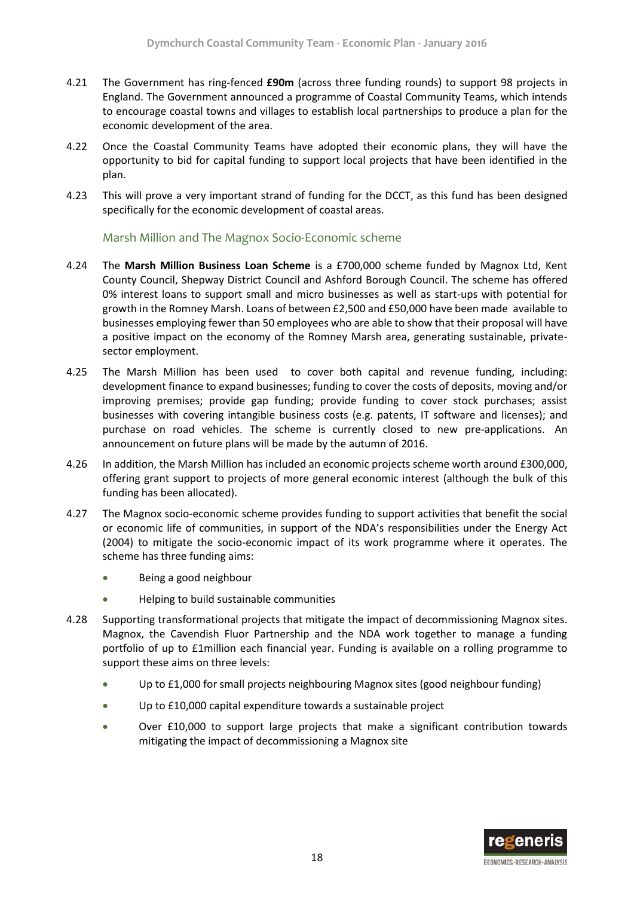4.21 The Government has ring-fenced **£90m** (across three funding rounds) to support 98 projects in England. The Government announced a programme of Coastal Community Teams, which intends to encourage coastal towns and villages to establish local partnerships to produce a plan for the economic development of the area.

4.22 Once the Coastal Community Teams have adopted their economic plans, they will have the opportunity to bid for capital funding to support local projects that have been identified in the plan.

4.23 This will prove a very important strand of funding for the DCCT, as this fund has been designed specifically for the economic development of coastal areas.

### Marsh Million and The Magnox Socio-Economic scheme

4.24 The **Marsh Million Business Loan Scheme** is a £700,000 scheme funded by Magnox Ltd, Kent County Council, Shepway District Council and Ashford Borough Council. The scheme has offered 0% interest loans to support small and micro businesses as well as start-ups with potential for growth in the Romney Marsh. Loans of between £2,500 and £50,000 have been made available to businesses employing fewer than 50 employees who are able to show that their proposal will have a positive impact on the economy of the Romney Marsh area, generating sustainable, private-sector employment.

4.25 The Marsh Million has been used to cover both capital and revenue funding, including: development finance to expand businesses; funding to cover the costs of deposits, moving and/or improving premises; provide gap funding; provide funding to cover stock purchases; assist businesses with covering intangible business costs (e.g. patents, IT software and licenses); and purchase on road vehicles. The scheme is currently closed to new pre-applications. An announcement on future plans will be made by the autumn of 2016.

4.26 In addition, the Marsh Million has included an economic projects scheme worth around £300,000, offering grant support to projects of more general economic interest (although the bulk of this funding has been allocated).

4.27 The Magnox socio-economic scheme provides funding to support activities that benefit the social or economic life of communities, in support of the NDA's responsibilities under the Energy Act (2004) to mitigate the socio-economic impact of its work programme where it operates. The scheme has three funding aims:

- Being a good neighbour
- Helping to build sustainable communities

4.28 Supporting transformational projects that mitigate the impact of decommissioning Magnox sites. Magnox, the Cavendish Fluor Partnership and the NDA work together to manage a funding portfolio of up to £1million each financial year. Funding is available on a rolling programme to support these aims on three levels:

- Up to £1,000 for small projects neighbouring Magnox sites (good neighbour funding)
- Up to £10,000 capital expenditure towards a sustainable project
- Over £10,000 to support large projects that make a significant contribution towards mitigating the impact of decommissioning a Magnox site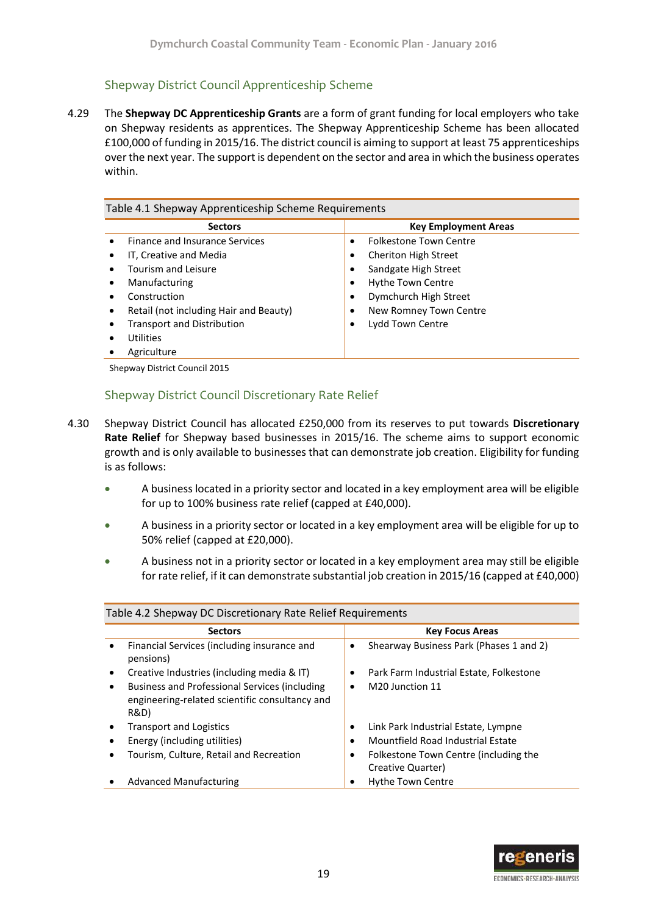### Shepway District Council Apprenticeship Scheme

4.29 The **Shepway DC Apprenticeship Grants** are a form of grant funding for local employers who take on Shepway residents as apprentices. The Shepway Apprenticeship Scheme has been allocated £100,000 of funding in 2015/16. The district council is aiming to support at least 75 apprenticeships over the next year. The support is dependent on the sector and area in which the business operates within.

Table 4.1 Shepway Apprenticeship Scheme Requirements

| Sectors | Key Employment Areas |
|---|---|
| • Finance and Insurance Services | • Folkestone Town Centre |
| • IT, Creative and Media | • Cheriton High Street |
| • Tourism and Leisure | • Sandgate High Street |
| • Manufacturing | • Hythe Town Centre |
| • Construction | • Dymchurch High Street |
| • Retail (not including Hair and Beauty) | • New Romney Town Centre |
| • Transport and Distribution | • Lydd Town Centre |
| • Utilities | |
| • Agriculture | |

Shepway District Council 2015

### Shepway District Council Discretionary Rate Relief

4.30 Shepway District Council has allocated £250,000 from its reserves to put towards **Discretionary Rate Relief** for Shepway based businesses in 2015/16. The scheme aims to support economic growth and is only available to businesses that can demonstrate job creation. Eligibility for funding is as follows:

- A business located in a priority sector and located in a key employment area will be eligible for up to 100% business rate relief (capped at £40,000).
- A business in a priority sector or located in a key employment area will be eligible for up to 50% relief (capped at £20,000).
- A business not in a priority sector or located in a key employment area may still be eligible for rate relief, if it can demonstrate substantial job creation in 2015/16 (capped at £40,000)

Table 4.2 Shepway DC Discretionary Rate Relief Requirements

| Sectors | Key Focus Areas |
|---|---|
| • Financial Services (including insurance and pensions) | • Shearway Business Park (Phases 1 and 2) |
| • Creative Industries (including media & IT) | • Park Farm Industrial Estate, Folkestone |
| • Business and Professional Services (including engineering-related scientific consultancy and R&D) | • M20 Junction 11 |
| • Transport and Logistics | • Link Park Industrial Estate, Lympne |
| • Energy (including utilities) | • Mountfield Road Industrial Estate |
| • Tourism, Culture, Retail and Recreation | • Folkestone Town Centre (including the Creative Quarter) |
| • Advanced Manufacturing | • Hythe Town Centre |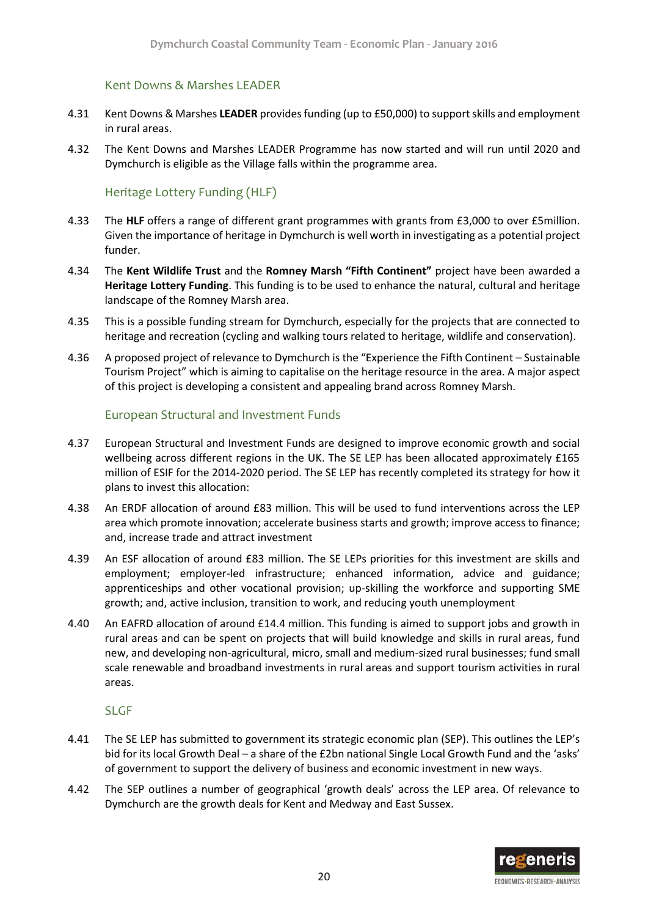### Kent Downs & Marshes LEADER

4.31 Kent Downs & Marshes **LEADER** provides funding (up to £50,000) to support skills and employment in rural areas.

4.32 The Kent Downs and Marshes LEADER Programme has now started and will run until 2020 and Dymchurch is eligible as the Village falls within the programme area.

### Heritage Lottery Funding (HLF)

4.33 The **HLF** offers a range of different grant programmes with grants from £3,000 to over £5million. Given the importance of heritage in Dymchurch is well worth in investigating as a potential project funder.

4.34 The **Kent Wildlife Trust** and the **Romney Marsh "Fifth Continent"** project have been awarded a **Heritage Lottery Funding**. This funding is to be used to enhance the natural, cultural and heritage landscape of the Romney Marsh area.

4.35 This is a possible funding stream for Dymchurch, especially for the projects that are connected to heritage and recreation (cycling and walking tours related to heritage, wildlife and conservation).

4.36 A proposed project of relevance to Dymchurch is the "Experience the Fifth Continent – Sustainable Tourism Project" which is aiming to capitalise on the heritage resource in the area. A major aspect of this project is developing a consistent and appealing brand across Romney Marsh.

### European Structural and Investment Funds

4.37 European Structural and Investment Funds are designed to improve economic growth and social wellbeing across different regions in the UK. The SE LEP has been allocated approximately £165 million of ESIF for the 2014-2020 period. The SE LEP has recently completed its strategy for how it plans to invest this allocation:

4.38 An ERDF allocation of around £83 million. This will be used to fund interventions across the LEP area which promote innovation; accelerate business starts and growth; improve access to finance; and, increase trade and attract investment

4.39 An ESF allocation of around £83 million. The SE LEPs priorities for this investment are skills and employment; employer-led infrastructure; enhanced information, advice and guidance; apprenticeships and other vocational provision; up-skilling the workforce and supporting SME growth; and, active inclusion, transition to work, and reducing youth unemployment

4.40 An EAFRD allocation of around £14.4 million. This funding is aimed to support jobs and growth in rural areas and can be spent on projects that will build knowledge and skills in rural areas, fund new, and developing non-agricultural, micro, small and medium-sized rural businesses; fund small scale renewable and broadband investments in rural areas and support tourism activities in rural areas.

### SLGF

4.41 The SE LEP has submitted to government its strategic economic plan (SEP). This outlines the LEP's bid for its local Growth Deal – a share of the £2bn national Single Local Growth Fund and the 'asks' of government to support the delivery of business and economic investment in new ways.

4.42 The SEP outlines a number of geographical 'growth deals' across the LEP area. Of relevance to Dymchurch are the growth deals for Kent and Medway and East Sussex.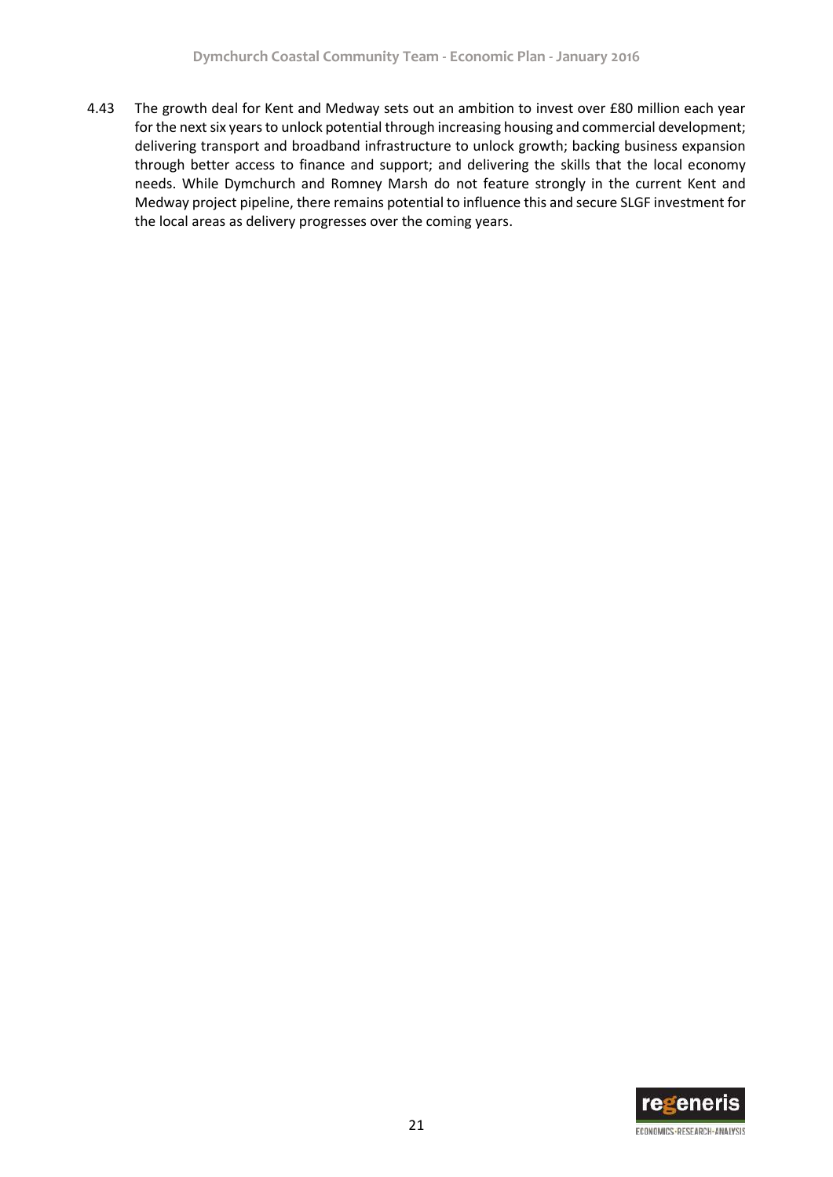4.43 The growth deal for Kent and Medway sets out an ambition to invest over £80 million each year for the next six years to unlock potential through increasing housing and commercial development; delivering transport and broadband infrastructure to unlock growth; backing business expansion through better access to finance and support; and delivering the skills that the local economy needs. While Dymchurch and Romney Marsh do not feature strongly in the current Kent and Medway project pipeline, there remains potential to influence this and secure SLGF investment for the local areas as delivery progresses over the coming years.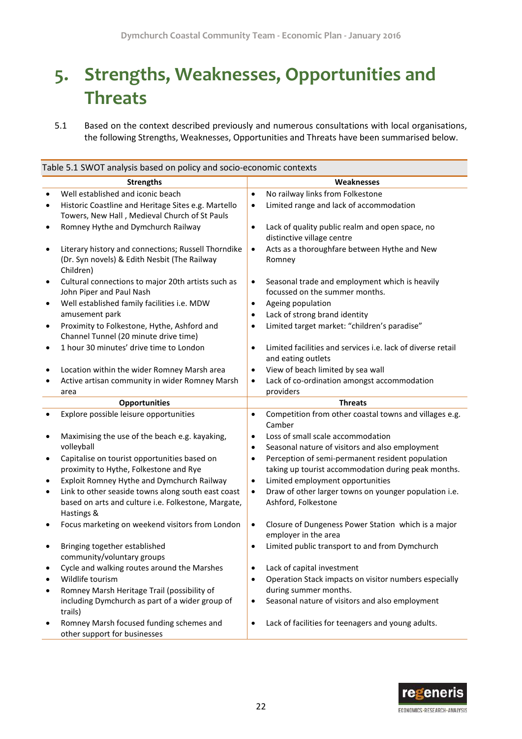# 5. Strengths, Weaknesses, Opportunities and Threats

5.1 Based on the context described previously and numerous consultations with local organisations, the following Strengths, Weaknesses, Opportunities and Threats have been summarised below.

Table 5.1 SWOT analysis based on policy and socio-economic contexts

| Strengths | Weaknesses |
|---|---|
| • Well established and iconic beach<br>• Historic Coastline and Heritage Sites e.g. Martello Towers, New Hall , Medieval Church of St Pauls<br>• Romney Hythe and Dymchurch Railway<br>• Literary history and connections; Russell Thorndike (Dr. Syn novels) & Edith Nesbit (The Railway Children)<br>• Cultural connections to major 20th artists such as John Piper and Paul Nash<br>• Well established family facilities i.e. MDW amusement park<br>• Proximity to Folkestone, Hythe, Ashford and Channel Tunnel (20 minute drive time)<br>• 1 hour 30 minutes' drive time to London<br>• Location within the wider Romney Marsh area<br>• Active artisan community in wider Romney Marsh area | • No railway links from Folkestone<br>• Limited range and lack of accommodation<br>• Lack of quality public realm and open space, no distinctive village centre<br>• Acts as a thoroughfare between Hythe and New Romney<br>• Seasonal trade and employment which is heavily focussed on the summer months.<br>• Ageing population<br>• Lack of strong brand identity<br>• Limited target market: "children's paradise"<br>• Limited facilities and services i.e. lack of diverse retail and eating outlets<br>• View of beach limited by sea wall<br>• Lack of co-ordination amongst accommodation providers |
| **Opportunities** | **Threats** |
| • Explore possible leisure opportunities<br>• Maximising the use of the beach e.g. kayaking, volleyball<br>• Capitalise on tourist opportunities based on proximity to Hythe, Folkestone and Rye<br>• Exploit Romney Hythe and Dymchurch Railway<br>• Link to other seaside towns along south east coast based on arts and culture i.e. Folkestone, Margate, Hastings &<br>• Focus marketing on weekend visitors from London<br>• Bringing together established community/voluntary groups<br>• Cycle and walking routes around the Marshes<br>• Wildlife tourism<br>• Romney Marsh Heritage Trail (possibility of including Dymchurch as part of a wider group of trails)<br>• Romney Marsh focused funding schemes and other support for businesses | • Competition from other coastal towns and villages e.g. Camber<br>• Loss of small scale accommodation<br>• Seasonal nature of visitors and also employment<br>• Perception of semi-permanent resident population taking up tourist accommodation during peak months.<br>• Limited employment opportunities<br>• Draw of other larger towns on younger population i.e. Ashford, Folkestone<br>• Closure of Dungeness Power Station which is a major employer in the area<br>• Limited public transport to and from Dymchurch<br>• Lack of capital investment<br>• Operation Stack impacts on visitor numbers especially during summer months.<br>• Seasonal nature of visitors and also employment<br>• Lack of facilities for teenagers and young adults. |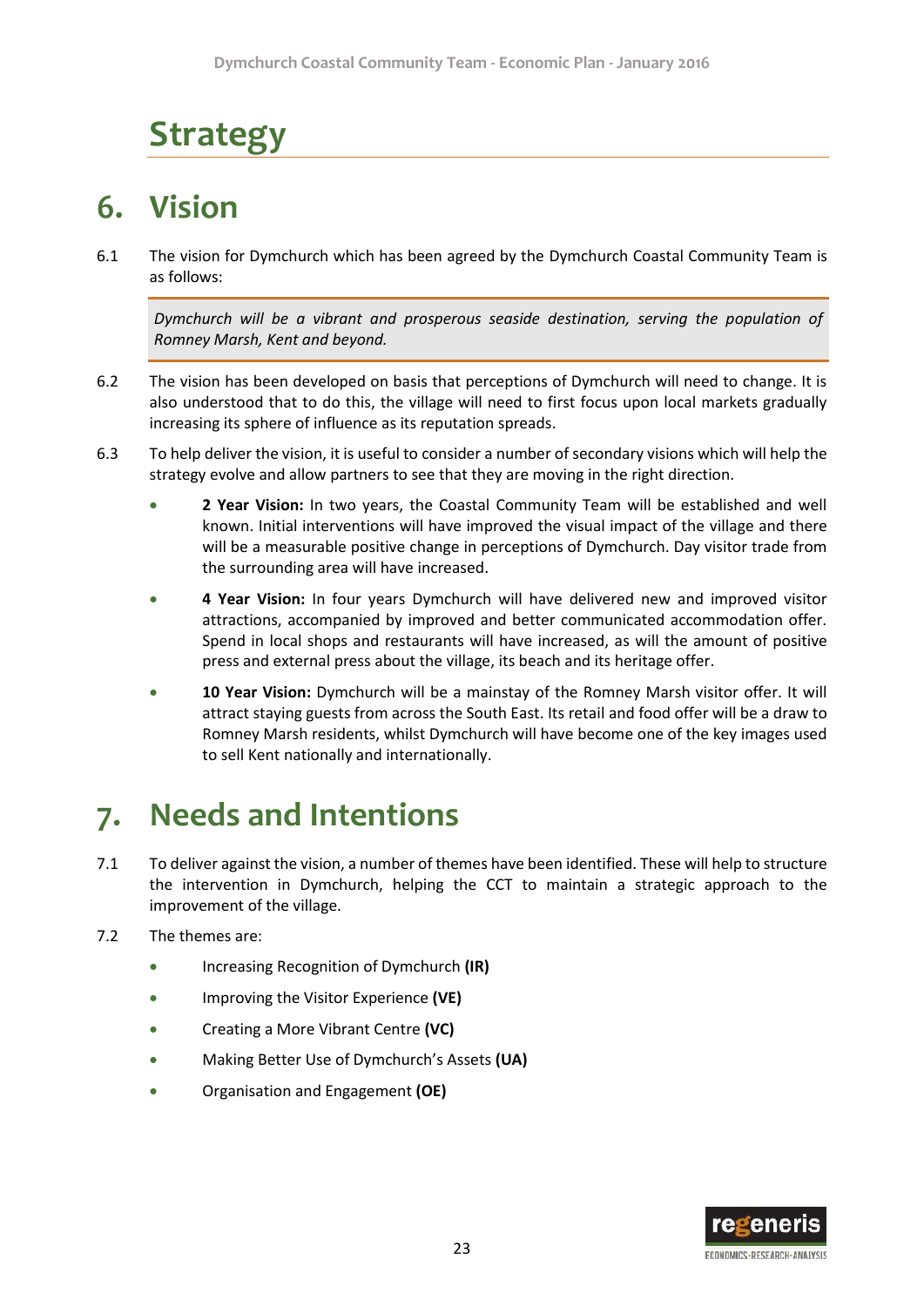# Strategy

## 6. Vision

6.1 The vision for Dymchurch which has been agreed by the Dymchurch Coastal Community Team is as follows:

> *Dymchurch will be a vibrant and prosperous seaside destination, serving the population of Romney Marsh, Kent and beyond.*

6.2 The vision has been developed on basis that perceptions of Dymchurch will need to change. It is also understood that to do this, the village will need to first focus upon local markets gradually increasing its sphere of influence as its reputation spreads.

6.3 To help deliver the vision, it is useful to consider a number of secondary visions which will help the strategy evolve and allow partners to see that they are moving in the right direction.

- **2 Year Vision:** In two years, the Coastal Community Team will be established and well known. Initial interventions will have improved the visual impact of the village and there will be a measurable positive change in perceptions of Dymchurch. Day visitor trade from the surrounding area will have increased.
- **4 Year Vision:** In four years Dymchurch will have delivered new and improved visitor attractions, accompanied by improved and better communicated accommodation offer. Spend in local shops and restaurants will have increased, as will the amount of positive press and external press about the village, its beach and its heritage offer.
- **10 Year Vision:** Dymchurch will be a mainstay of the Romney Marsh visitor offer. It will attract staying guests from across the South East. Its retail and food offer will be a draw to Romney Marsh residents, whilst Dymchurch will have become one of the key images used to sell Kent nationally and internationally.

## 7. Needs and Intentions

7.1 To deliver against the vision, a number of themes have been identified. These will help to structure the intervention in Dymchurch, helping the CCT to maintain a strategic approach to the improvement of the village.

7.2 The themes are:

- Increasing Recognition of Dymchurch **(IR)**
- Improving the Visitor Experience **(VE)**
- Creating a More Vibrant Centre **(VC)**
- Making Better Use of Dymchurch's Assets **(UA)**
- Organisation and Engagement **(OE)**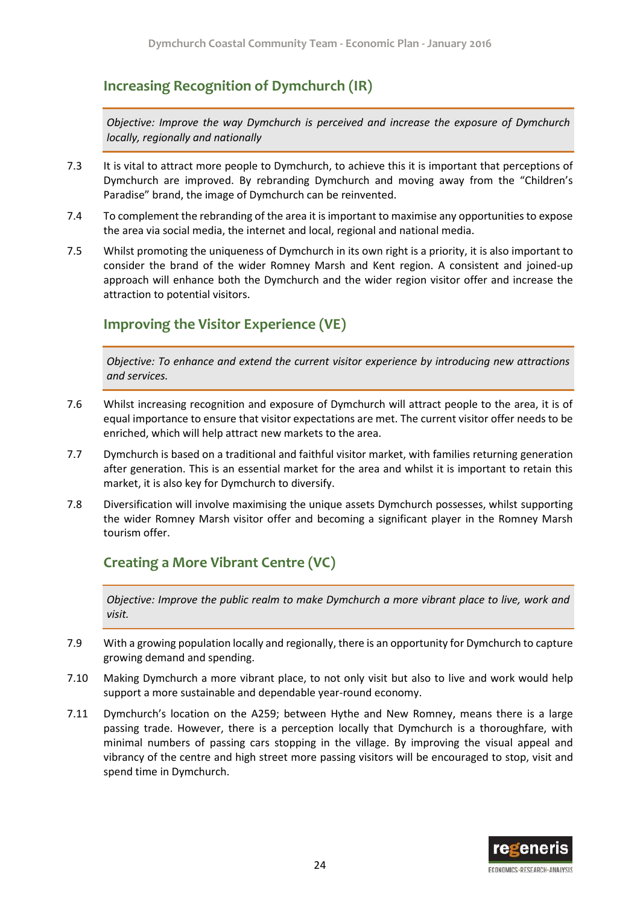## Increasing Recognition of Dymchurch (IR)

*Objective: Improve the way Dymchurch is perceived and increase the exposure of Dymchurch locally, regionally and nationally*

7.3 It is vital to attract more people to Dymchurch, to achieve this it is important that perceptions of Dymchurch are improved. By rebranding Dymchurch and moving away from the "Children's Paradise" brand, the image of Dymchurch can be reinvented.

7.4 To complement the rebranding of the area it is important to maximise any opportunities to expose the area via social media, the internet and local, regional and national media.

7.5 Whilst promoting the uniqueness of Dymchurch in its own right is a priority, it is also important to consider the brand of the wider Romney Marsh and Kent region. A consistent and joined-up approach will enhance both the Dymchurch and the wider region visitor offer and increase the attraction to potential visitors.

## Improving the Visitor Experience (VE)

*Objective: To enhance and extend the current visitor experience by introducing new attractions and services.*

7.6 Whilst increasing recognition and exposure of Dymchurch will attract people to the area, it is of equal importance to ensure that visitor expectations are met. The current visitor offer needs to be enriched, which will help attract new markets to the area.

7.7 Dymchurch is based on a traditional and faithful visitor market, with families returning generation after generation. This is an essential market for the area and whilst it is important to retain this market, it is also key for Dymchurch to diversify.

7.8 Diversification will involve maximising the unique assets Dymchurch possesses, whilst supporting the wider Romney Marsh visitor offer and becoming a significant player in the Romney Marsh tourism offer.

## Creating a More Vibrant Centre (VC)

*Objective: Improve the public realm to make Dymchurch a more vibrant place to live, work and visit.*

7.9 With a growing population locally and regionally, there is an opportunity for Dymchurch to capture growing demand and spending.

7.10 Making Dymchurch a more vibrant place, to not only visit but also to live and work would help support a more sustainable and dependable year-round economy.

7.11 Dymchurch's location on the A259; between Hythe and New Romney, means there is a large passing trade. However, there is a perception locally that Dymchurch is a thoroughfare, with minimal numbers of passing cars stopping in the village. By improving the visual appeal and vibrancy of the centre and high street more passing visitors will be encouraged to stop, visit and spend time in Dymchurch.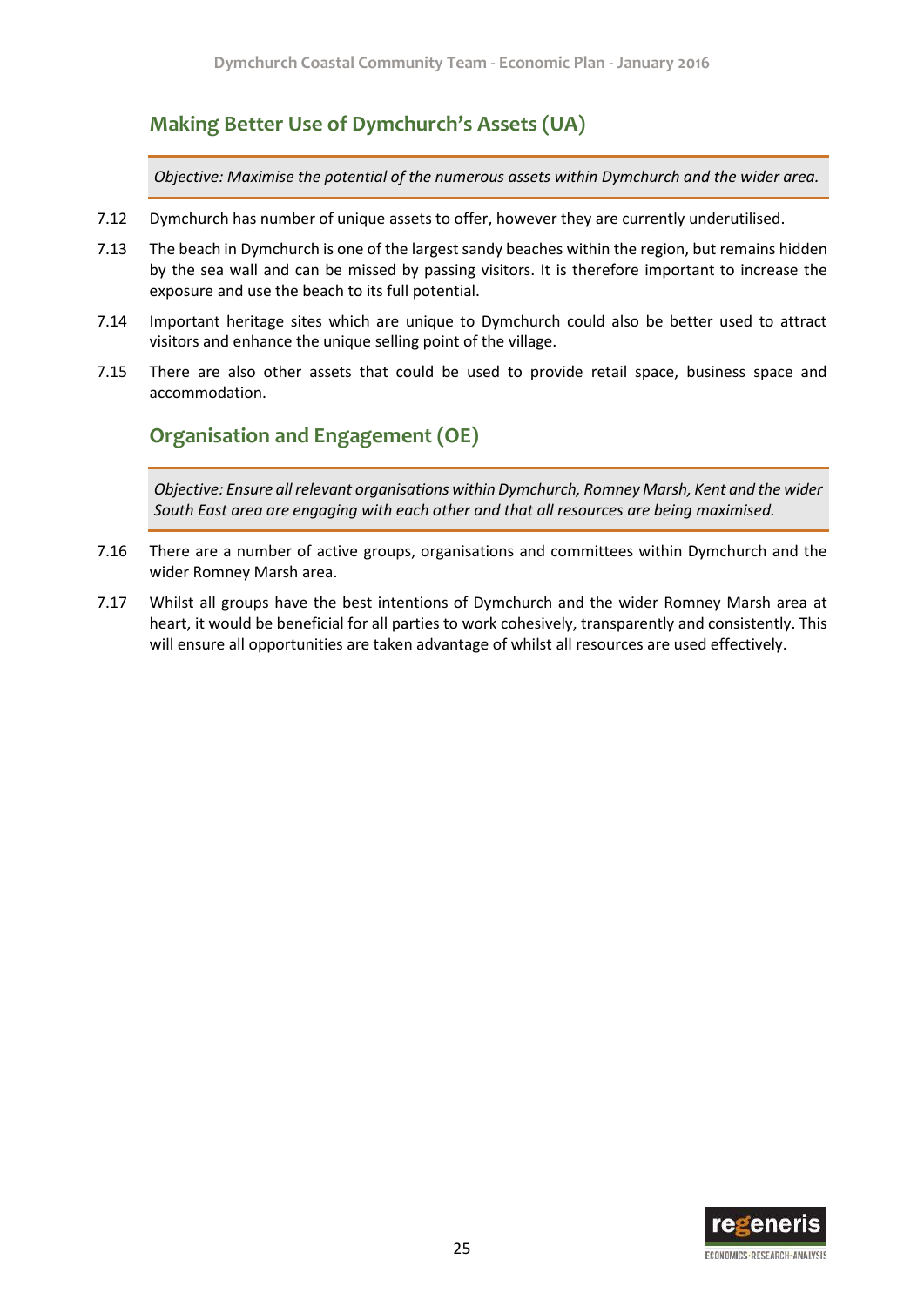## Making Better Use of Dymchurch's Assets (UA)

*Objective: Maximise the potential of the numerous assets within Dymchurch and the wider area.*

7.12 Dymchurch has number of unique assets to offer, however they are currently underutilised.

7.13 The beach in Dymchurch is one of the largest sandy beaches within the region, but remains hidden by the sea wall and can be missed by passing visitors. It is therefore important to increase the exposure and use the beach to its full potential.

7.14 Important heritage sites which are unique to Dymchurch could also be better used to attract visitors and enhance the unique selling point of the village.

7.15 There are also other assets that could be used to provide retail space, business space and accommodation.

## Organisation and Engagement (OE)

*Objective: Ensure all relevant organisations within Dymchurch, Romney Marsh, Kent and the wider South East area are engaging with each other and that all resources are being maximised.*

7.16 There are a number of active groups, organisations and committees within Dymchurch and the wider Romney Marsh area.

7.17 Whilst all groups have the best intentions of Dymchurch and the wider Romney Marsh area at heart, it would be beneficial for all parties to work cohesively, transparently and consistently. This will ensure all opportunities are taken advantage of whilst all resources are used effectively.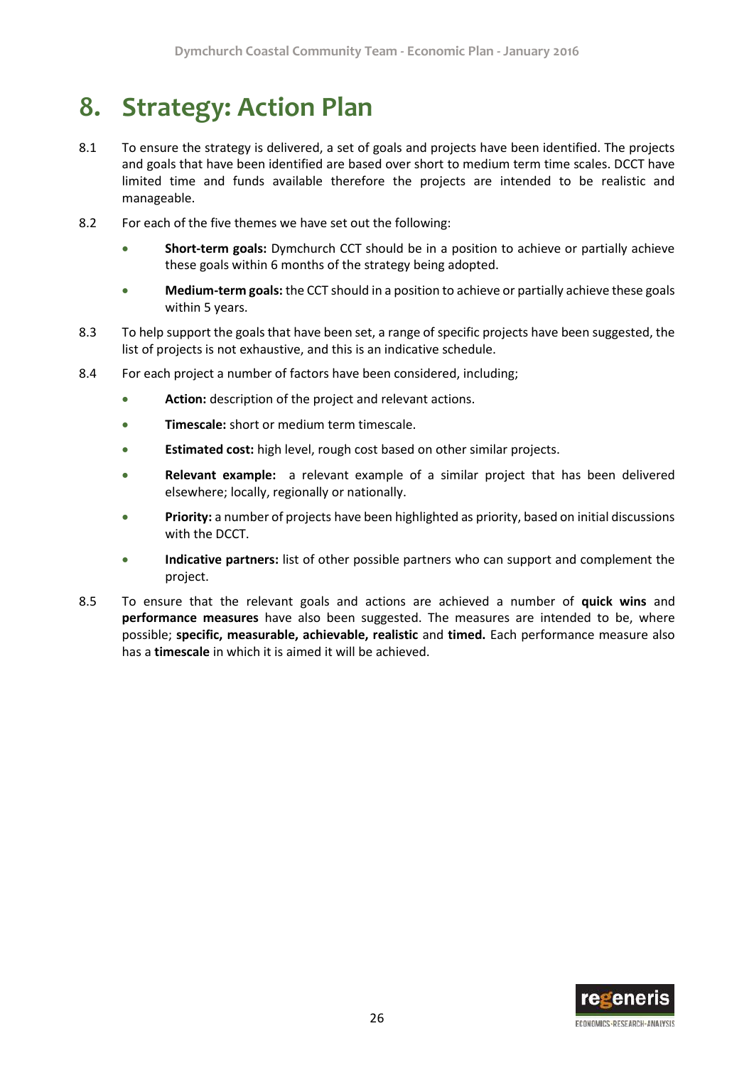# 8. Strategy: Action Plan

8.1 To ensure the strategy is delivered, a set of goals and projects have been identified. The projects and goals that have been identified are based over short to medium term time scales. DCCT have limited time and funds available therefore the projects are intended to be realistic and manageable.

8.2 For each of the five themes we have set out the following:

- **Short-term goals:** Dymchurch CCT should be in a position to achieve or partially achieve these goals within 6 months of the strategy being adopted.
- **Medium-term goals:** the CCT should in a position to achieve or partially achieve these goals within 5 years.

8.3 To help support the goals that have been set, a range of specific projects have been suggested, the list of projects is not exhaustive, and this is an indicative schedule.

8.4 For each project a number of factors have been considered, including;

- **Action:** description of the project and relevant actions.
- **Timescale:** short or medium term timescale.
- **Estimated cost:** high level, rough cost based on other similar projects.
- **Relevant example:** a relevant example of a similar project that has been delivered elsewhere; locally, regionally or nationally.
- **Priority:** a number of projects have been highlighted as priority, based on initial discussions with the DCCT.
- **Indicative partners:** list of other possible partners who can support and complement the project.

8.5 To ensure that the relevant goals and actions are achieved a number of **quick wins** and **performance measures** have also been suggested. The measures are intended to be, where possible; **specific, measurable, achievable, realistic** and **timed.** Each performance measure also has a **timescale** in which it is aimed it will be achieved.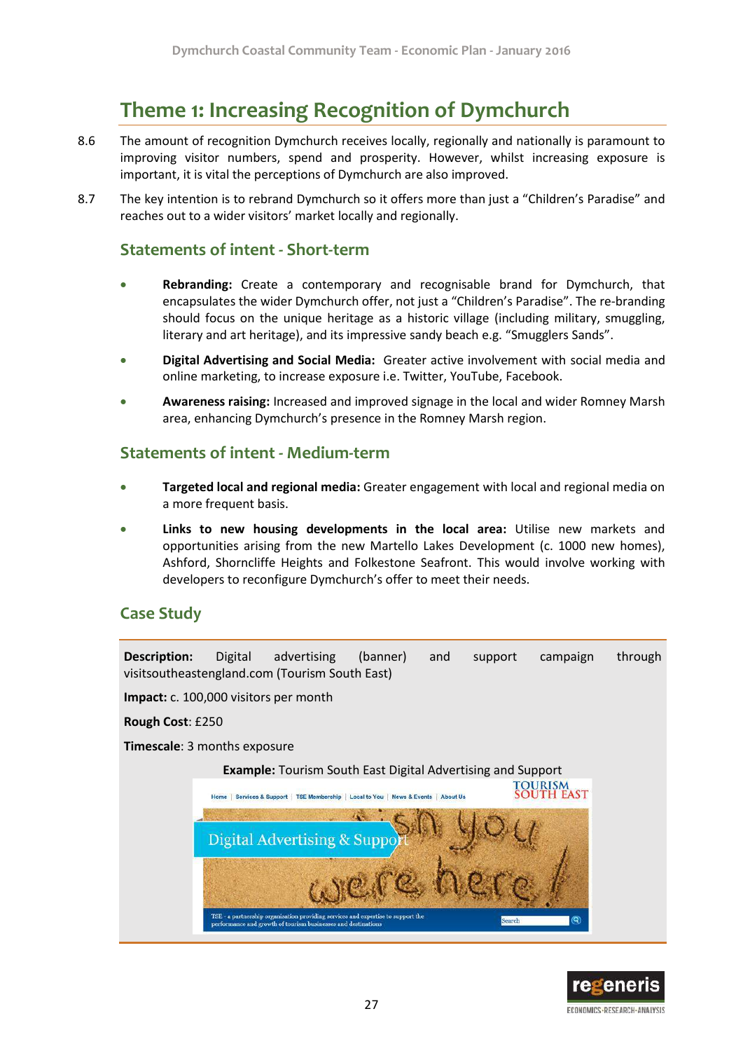## Theme 1: Increasing Recognition of Dymchurch

8.6 The amount of recognition Dymchurch receives locally, regionally and nationally is paramount to improving visitor numbers, spend and prosperity. However, whilst increasing exposure is important, it is vital the perceptions of Dymchurch are also improved.

8.7 The key intention is to rebrand Dymchurch so it offers more than just a "Children's Paradise" and reaches out to a wider visitors' market locally and regionally.

### Statements of intent - Short-term

- **Rebranding:** Create a contemporary and recognisable brand for Dymchurch, that encapsulates the wider Dymchurch offer, not just a "Children's Paradise". The re-branding should focus on the unique heritage as a historic village (including military, smuggling, literary and art heritage), and its impressive sandy beach e.g. "Smugglers Sands".
- **Digital Advertising and Social Media:** Greater active involvement with social media and online marketing, to increase exposure i.e. Twitter, YouTube, Facebook.
- **Awareness raising:** Increased and improved signage in the local and wider Romney Marsh area, enhancing Dymchurch's presence in the Romney Marsh region.

### Statements of intent - Medium-term

- **Targeted local and regional media:** Greater engagement with local and regional media on a more frequent basis.
- **Links to new housing developments in the local area:** Utilise new markets and opportunities arising from the new Martello Lakes Development (c. 1000 new homes), Ashford, Shorncliffe Heights and Folkestone Seafront. This would involve working with developers to reconfigure Dymchurch's offer to meet their needs.

### Case Study

**Description:** Digital advertising (banner) and support campaign through visitsoutheastengland.com (Tourism South East)

**Impact:** c. 100,000 visitors per month

**Rough Cost**: £250

**Timescale**: 3 months exposure

**Example:** Tourism South East Digital Advertising and Support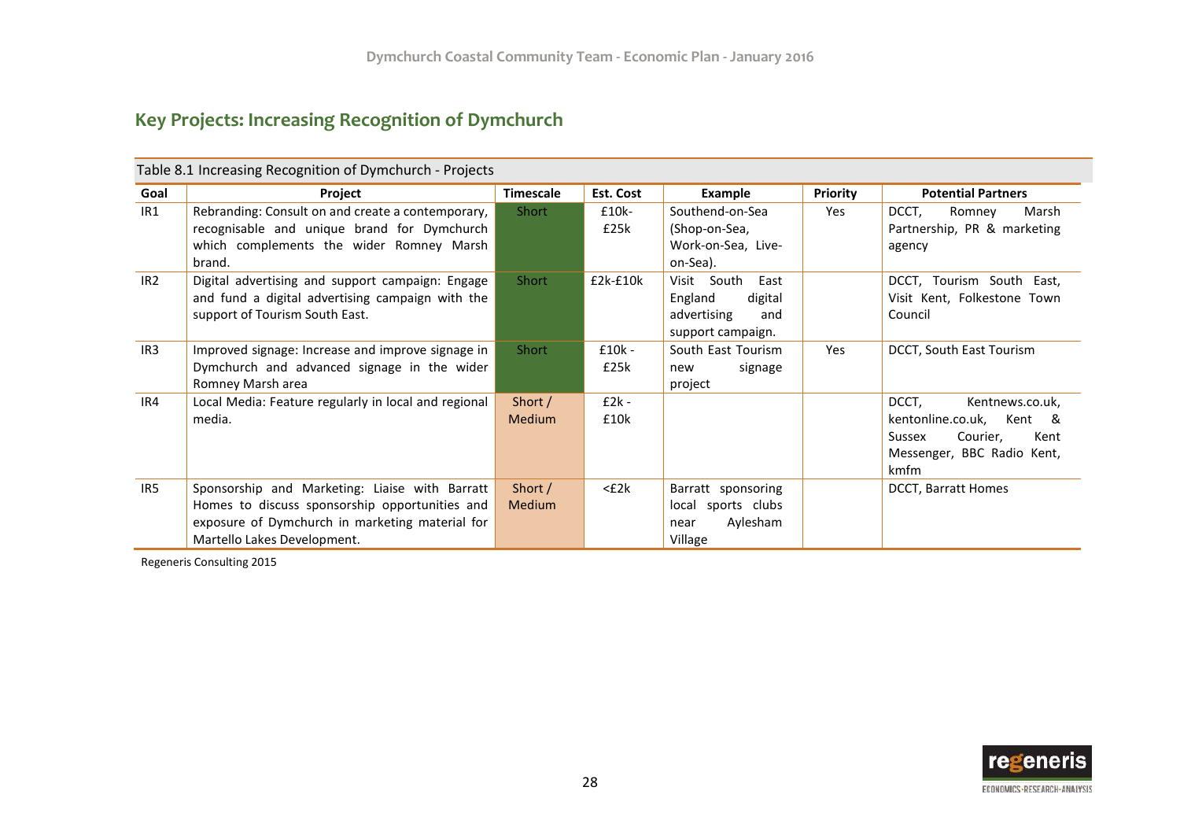## Key Projects: Increasing Recognition of Dymchurch

Table 8.1 Increasing Recognition of Dymchurch - Projects

| Goal | Project | Timescale | Est. Cost | Example | Priority | Potential Partners |
|---|---|---|---|---|---|---|
| IR1 | Rebranding: Consult on and create a contemporary, recognisable and unique brand for Dymchurch which complements the wider Romney Marsh brand. | Short | £10k-£25k | Southend-on-Sea (Shop-on-Sea, Work-on-Sea, Live-on-Sea). | Yes | DCCT, Romney Marsh Partnership, PR & marketing agency |
| IR2 | Digital advertising and support campaign: Engage and fund a digital advertising campaign with the support of Tourism South East. | Short | £2k-£10k | Visit South East England digital advertising and support campaign. | | DCCT, Tourism South East, Visit Kent, Folkestone Town Council |
| IR3 | Improved signage: Increase and improve signage in Dymchurch and advanced signage in the wider Romney Marsh area | Short | £10k - £25k | South East Tourism new signage project | Yes | DCCT, South East Tourism |
| IR4 | Local Media: Feature regularly in local and regional media. | Short / Medium | £2k - £10k | | | DCCT, Kentnews.co.uk, kentonline.co.uk, Kent & Sussex Courier, Kent Messenger, BBC Radio Kent, kmfm |
| IR5 | Sponsorship and Marketing: Liaise with Barratt Homes to discuss sponsorship opportunities and exposure of Dymchurch in marketing material for Martello Lakes Development. | Short / Medium | <£2k | Barratt sponsoring local sports clubs near Aylesham Village | | DCCT, Barratt Homes |

Regeneris Consulting 2015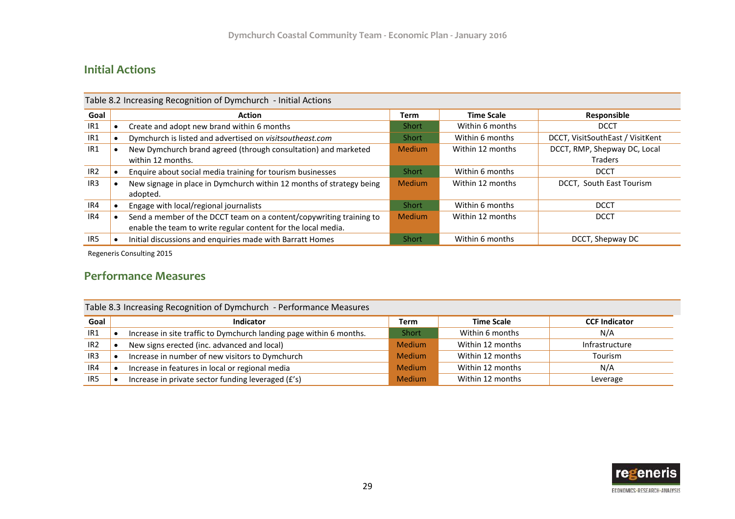## Initial Actions

Table 8.2 Increasing Recognition of Dymchurch - Initial Actions

| Goal | Action | Term | Time Scale | Responsible |
|---|---|---|---|---|
| IR1 | • Create and adopt new brand within 6 months | Short | Within 6 months | DCCT |
| IR1 | • Dymchurch is listed and advertised on *visitsoutheast.com* | Short | Within 6 months | DCCT, VisitSouthEast / VisitKent |
| IR1 | • New Dymchurch brand agreed (through consultation) and marketed within 12 months. | Medium | Within 12 months | DCCT, RMP, Shepway DC, Local Traders |
| IR2 | • Enquire about social media training for tourism businesses | Short | Within 6 months | DCCT |
| IR3 | • New signage in place in Dymchurch within 12 months of strategy being adopted. | Medium | Within 12 months | DCCT, South East Tourism |
| IR4 | • Engage with local/regional journalists | Short | Within 6 months | DCCT |
| IR4 | • Send a member of the DCCT team on a content/copywriting training to enable the team to write regular content for the local media. | Medium | Within 12 months | DCCT |
| IR5 | • Initial discussions and enquiries made with Barratt Homes | Short | Within 6 months | DCCT, Shepway DC |

Regeneris Consulting 2015

## Performance Measures

Table 8.3 Increasing Recognition of Dymchurch - Performance Measures

| Goal | Indicator | Term | Time Scale | CCF Indicator |
|---|---|---|---|---|
| IR1 | • Increase in site traffic to Dymchurch landing page within 6 months. | Short | Within 6 months | N/A |
| IR2 | • New signs erected (inc. advanced and local) | Medium | Within 12 months | Infrastructure |
| IR3 | • Increase in number of new visitors to Dymchurch | Medium | Within 12 months | Tourism |
| IR4 | • Increase in features in local or regional media | Medium | Within 12 months | N/A |
| IR5 | • Increase in private sector funding leveraged (£'s) | Medium | Within 12 months | Leverage |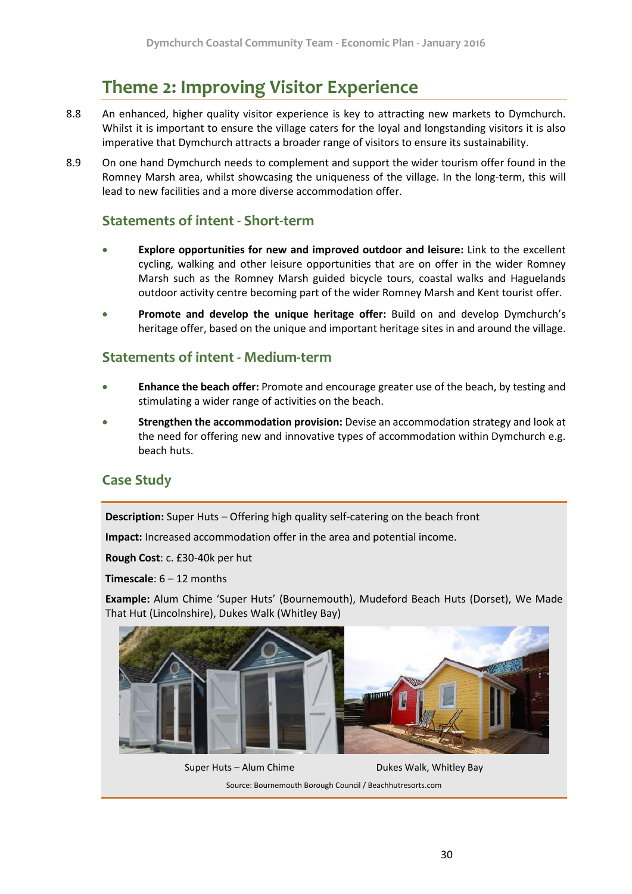# Theme 2: Improving Visitor Experience

8.8 An enhanced, higher quality visitor experience is key to attracting new markets to Dymchurch. Whilst it is important to ensure the village caters for the loyal and longstanding visitors it is also imperative that Dymchurch attracts a broader range of visitors to ensure its sustainability.

8.9 On one hand Dymchurch needs to complement and support the wider tourism offer found in the Romney Marsh area, whilst showcasing the uniqueness of the village. In the long-term, this will lead to new facilities and a more diverse accommodation offer.

## Statements of intent - Short-term

- **Explore opportunities for new and improved outdoor and leisure:** Link to the excellent cycling, walking and other leisure opportunities that are on offer in the wider Romney Marsh such as the Romney Marsh guided bicycle tours, coastal walks and Haguelands outdoor activity centre becoming part of the wider Romney Marsh and Kent tourist offer.
- **Promote and develop the unique heritage offer:** Build on and develop Dymchurch's heritage offer, based on the unique and important heritage sites in and around the village.

## Statements of intent - Medium-term

- **Enhance the beach offer:** Promote and encourage greater use of the beach, by testing and stimulating a wider range of activities on the beach.
- **Strengthen the accommodation provision:** Devise an accommodation strategy and look at the need for offering new and innovative types of accommodation within Dymchurch e.g. beach huts.

## Case Study

**Description:** Super Huts – Offering high quality self-catering on the beach front

**Impact:** Increased accommodation offer in the area and potential income.

**Rough Cost**: c. £30-40k per hut

**Timescale**: 6 – 12 months

**Example:** Alum Chime 'Super Huts' (Bournemouth), Mudeford Beach Huts (Dorset), We Made That Hut (Lincolnshire), Dukes Walk (Whitley Bay)

Super Huts – Alum Chime

Dukes Walk, Whitley Bay

Source: Bournemouth Borough Council / Beachhutresorts.com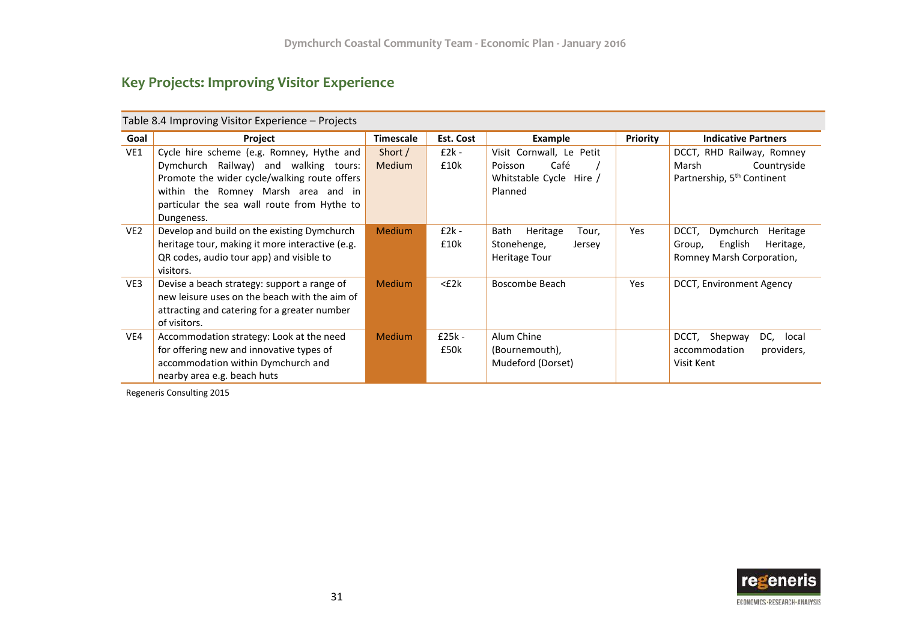## Key Projects: Improving Visitor Experience

Table 8.4 Improving Visitor Experience – Projects

| Goal | Project | Timescale | Est. Cost | Example | Priority | Indicative Partners |
|---|---|---|---|---|---|---|
| VE1 | Cycle hire scheme (e.g. Romney, Hythe and Dymchurch Railway) and walking tours: Promote the wider cycle/walking route offers within the Romney Marsh area and in particular the sea wall route from Hythe to Dungeness. | Short / Medium | £2k - £10k | Visit Cornwall, Le Petit Poisson Café / Whitstable Cycle Hire / Planned | | DCCT, RHD Railway, Romney Marsh Countryside Partnership, 5th Continent |
| VE2 | Develop and build on the existing Dymchurch heritage tour, making it more interactive (e.g. QR codes, audio tour app) and visible to visitors. | Medium | £2k - £10k | Bath Heritage Tour, Stonehenge, Jersey Heritage Tour | Yes | DCCT, Dymchurch Heritage Group, English Heritage, Romney Marsh Corporation, |
| VE3 | Devise a beach strategy: support a range of new leisure uses on the beach with the aim of attracting and catering for a greater number of visitors. | Medium | <£2k | Boscombe Beach | Yes | DCCT, Environment Agency |
| VE4 | Accommodation strategy: Look at the need for offering new and innovative types of accommodation within Dymchurch and nearby area e.g. beach huts | Medium | £25k - £50k | Alum Chine (Bournemouth), Mudeford (Dorset) | | DCCT, Shepway DC, local accommodation providers, Visit Kent |

Regeneris Consulting 2015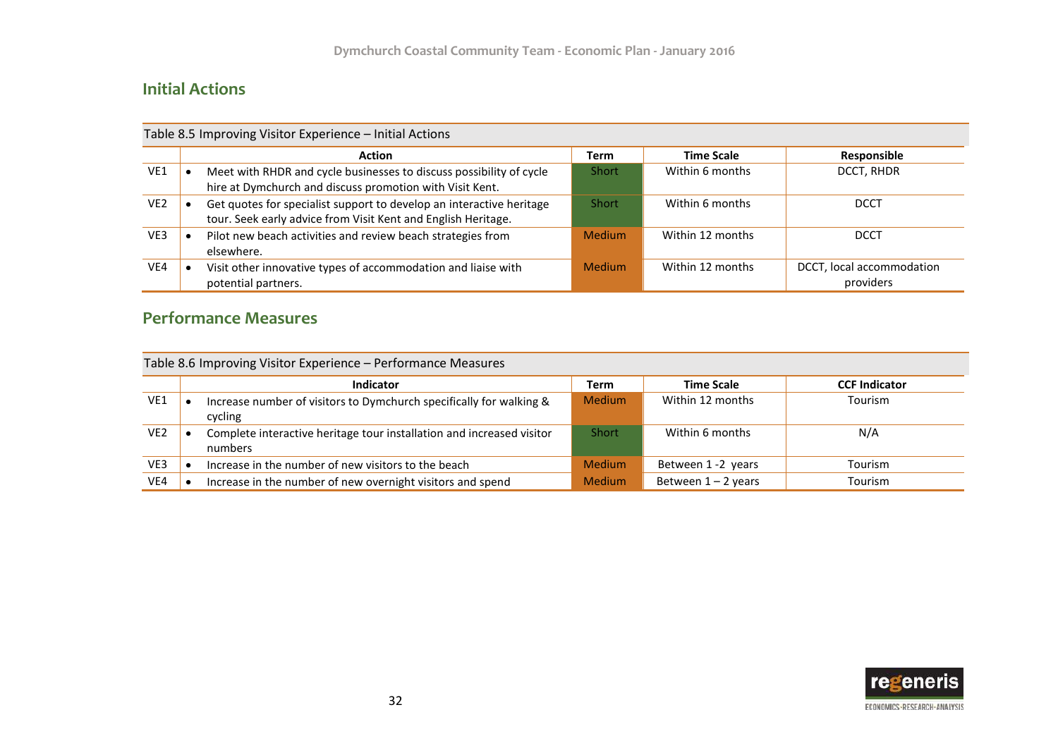## Initial Actions

| Table 8.5 Improving Visitor Experience – Initial Actions | | | | |
|---|---|---|---|---|
| | **Action** | **Term** | **Time Scale** | **Responsible** |
| VE1 | • Meet with RHDR and cycle businesses to discuss possibility of cycle hire at Dymchurch and discuss promotion with Visit Kent. | Short | Within 6 months | DCCT, RHDR |
| VE2 | • Get quotes for specialist support to develop an interactive heritage tour. Seek early advice from Visit Kent and English Heritage. | Short | Within 6 months | DCCT |
| VE3 | • Pilot new beach activities and review beach strategies from elsewhere. | Medium | Within 12 months | DCCT |
| VE4 | • Visit other innovative types of accommodation and liaise with potential partners. | Medium | Within 12 months | DCCT, local accommodation providers |

## Performance Measures

| Table 8.6 Improving Visitor Experience – Performance Measures | | | | |
|---|---|---|---|---|
| | **Indicator** | **Term** | **Time Scale** | **CCF Indicator** |
| VE1 | • Increase number of visitors to Dymchurch specifically for walking & cycling | Medium | Within 12 months | Tourism |
| VE2 | • Complete interactive heritage tour installation and increased visitor numbers | Short | Within 6 months | N/A |
| VE3 | • Increase in the number of new visitors to the beach | Medium | Between 1 -2 years | Tourism |
| VE4 | • Increase in the number of new overnight visitors and spend | Medium | Between 1 – 2 years | Tourism |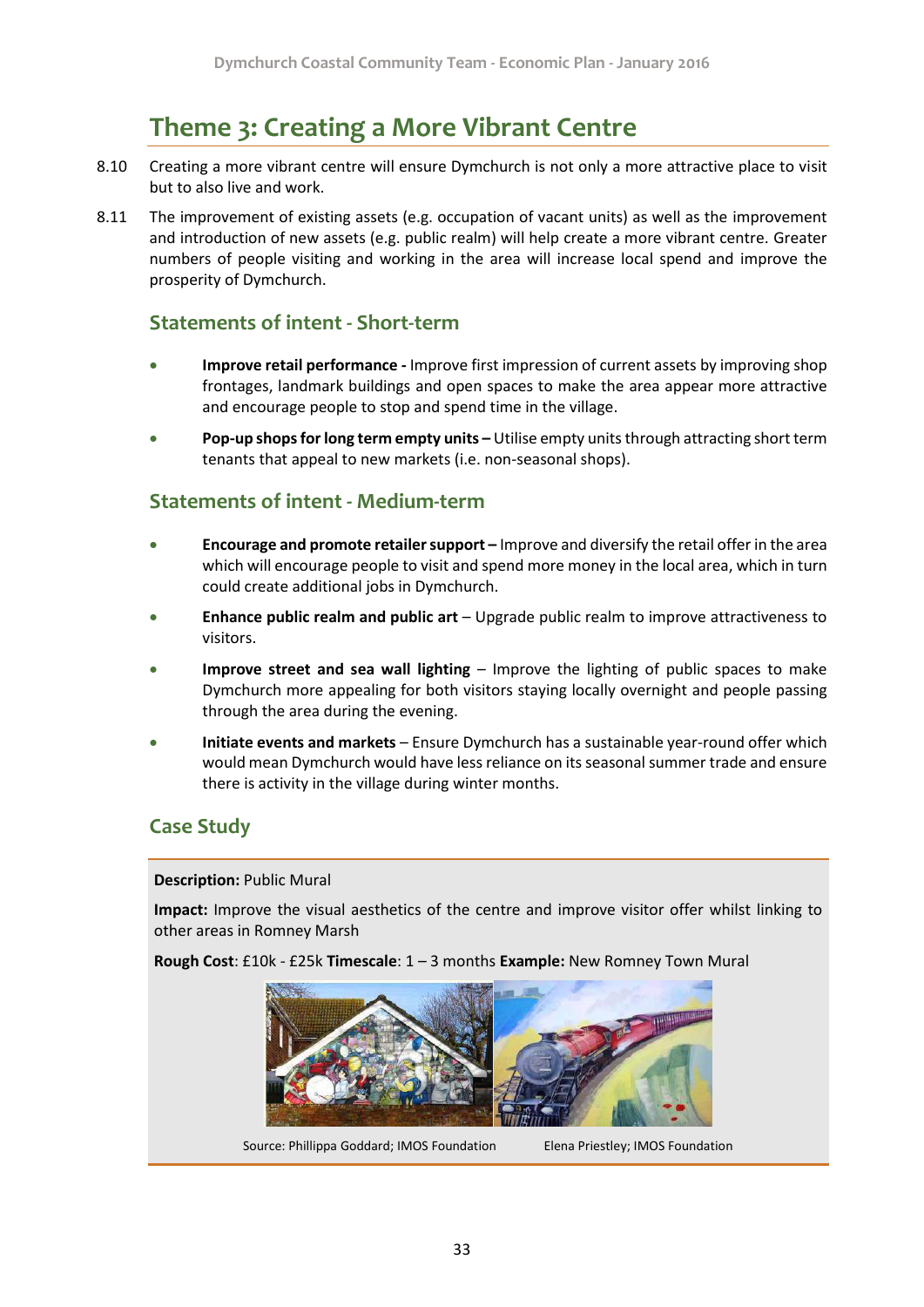# Theme 3: Creating a More Vibrant Centre

8.10 Creating a more vibrant centre will ensure Dymchurch is not only a more attractive place to visit but to also live and work.

8.11 The improvement of existing assets (e.g. occupation of vacant units) as well as the improvement and introduction of new assets (e.g. public realm) will help create a more vibrant centre. Greater numbers of people visiting and working in the area will increase local spend and improve the prosperity of Dymchurch.

## Statements of intent - Short-term

- **Improve retail performance -** Improve first impression of current assets by improving shop frontages, landmark buildings and open spaces to make the area appear more attractive and encourage people to stop and spend time in the village.
- **Pop-up shops for long term empty units –** Utilise empty units through attracting short term tenants that appeal to new markets (i.e. non-seasonal shops).

## Statements of intent - Medium-term

- **Encourage and promote retailer support –** Improve and diversify the retail offer in the area which will encourage people to visit and spend more money in the local area, which in turn could create additional jobs in Dymchurch.
- **Enhance public realm and public art** – Upgrade public realm to improve attractiveness to visitors.
- **Improve street and sea wall lighting** – Improve the lighting of public spaces to make Dymchurch more appealing for both visitors staying locally overnight and people passing through the area during the evening.
- **Initiate events and markets** – Ensure Dymchurch has a sustainable year-round offer which would mean Dymchurch would have less reliance on its seasonal summer trade and ensure there is activity in the village during winter months.

## Case Study

**Description:** Public Mural

**Impact:** Improve the visual aesthetics of the centre and improve visitor offer whilst linking to other areas in Romney Marsh

**Rough Cost**: £10k - £25k **Timescale**: 1 – 3 months **Example:** New Romney Town Mural

Source: Phillippa Goddard; IMOS Foundation Elena Priestley; IMOS Foundation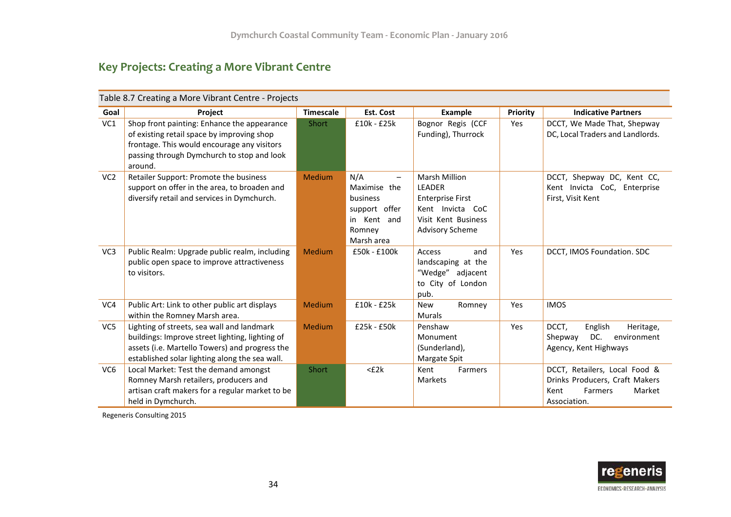## Key Projects: Creating a More Vibrant Centre

Table 8.7 Creating a More Vibrant Centre - Projects

| Goal | Project | Timescale | Est. Cost | Example | Priority | Indicative Partners |
|---|---|---|---|---|---|---|
| VC1 | Shop front painting: Enhance the appearance of existing retail space by improving shop frontage. This would encourage any visitors passing through Dymchurch to stop and look around. | Short | £10k - £25k | Bognor Regis (CCF Funding), Thurrock | Yes | DCCT, We Made That, Shepway DC, Local Traders and Landlords. |
| VC2 | Retailer Support: Promote the business support on offer in the area, to broaden and diversify retail and services in Dymchurch. | Medium | N/A – Maximise the business support offer in Kent and Romney Marsh area | Marsh Million<br>LEADER<br>Enterprise First<br>Kent Invicta CoC<br>Visit Kent Business Advisory Scheme | | DCCT, Shepway DC, Kent CC, Kent Invicta CoC, Enterprise First, Visit Kent |
| VC3 | Public Realm: Upgrade public realm, including public open space to improve attractiveness to visitors. | Medium | £50k - £100k | Access and landscaping at the "Wedge" adjacent to City of London pub. | Yes | DCCT, IMOS Foundation. SDC |
| VC4 | Public Art: Link to other public art displays within the Romney Marsh area. | Medium | £10k - £25k | New Romney Murals | Yes | IMOS |
| VC5 | Lighting of streets, sea wall and landmark buildings: Improve street lighting, lighting of assets (i.e. Martello Towers) and progress the established solar lighting along the sea wall. | Medium | £25k - £50k | Penshaw Monument (Sunderland), Margate Spit | Yes | DCCT, English Heritage, Shepway DC. environment Agency, Kent Highways |
| VC6 | Local Market: Test the demand amongst Romney Marsh retailers, producers and artisan craft makers for a regular market to be held in Dymchurch. | Short | <£2k | Kent Farmers Markets | | DCCT, Retailers, Local Food & Drinks Producers, Craft Makers Kent Farmers Market Association. |

Regeneris Consulting 2015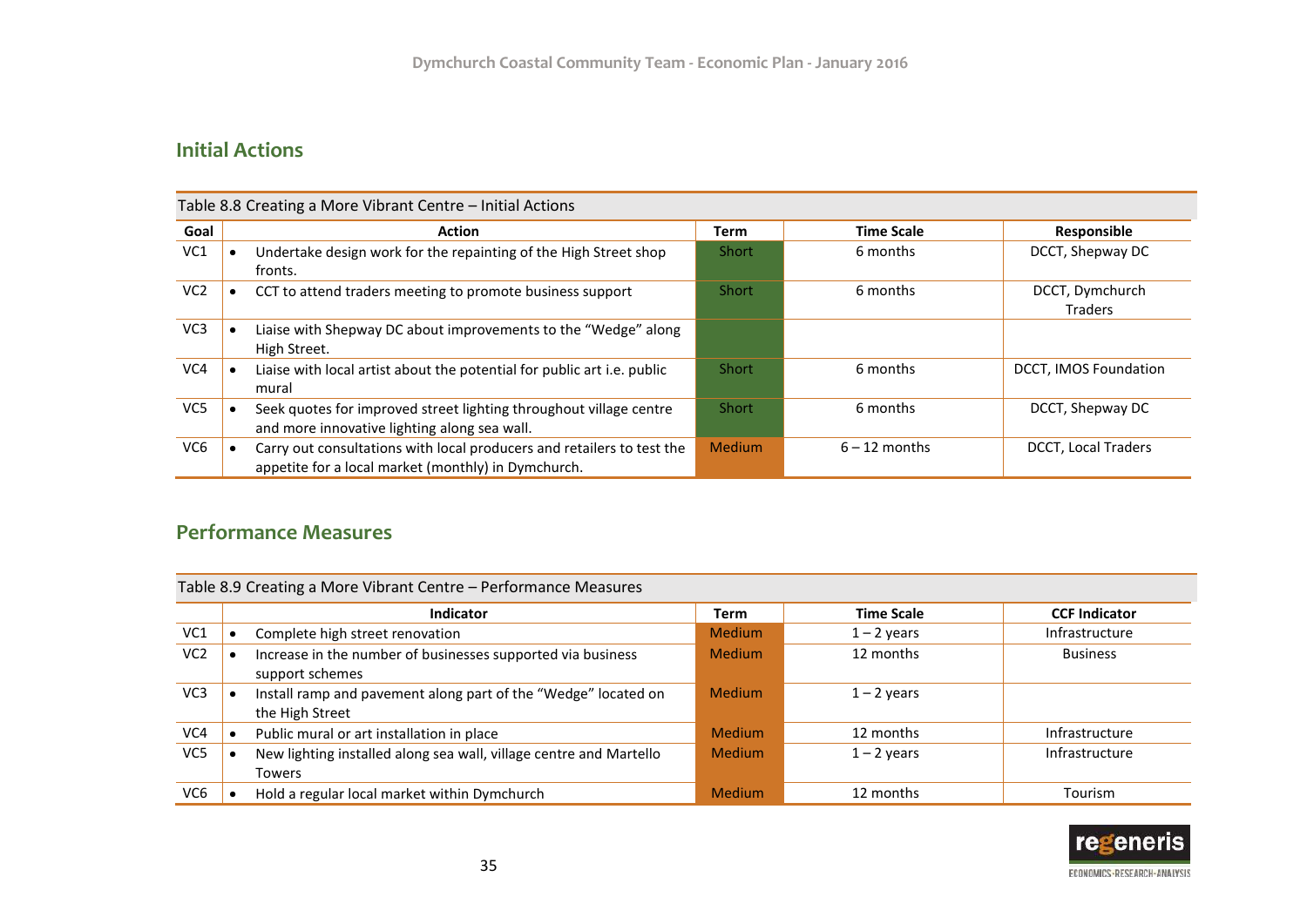## Initial Actions

Table 8.8 Creating a More Vibrant Centre – Initial Actions

| Goal | Action | Term | Time Scale | Responsible |
|---|---|---|---|---|
| VC1 | • Undertake design work for the repainting of the High Street shop fronts. | Short | 6 months | DCCT, Shepway DC |
| VC2 | • CCT to attend traders meeting to promote business support | Short | 6 months | DCCT, Dymchurch Traders |
| VC3 | • Liaise with Shepway DC about improvements to the "Wedge" along High Street. | | | |
| VC4 | • Liaise with local artist about the potential for public art i.e. public mural | Short | 6 months | DCCT, IMOS Foundation |
| VC5 | • Seek quotes for improved street lighting throughout village centre and more innovative lighting along sea wall. | Short | 6 months | DCCT, Shepway DC |
| VC6 | • Carry out consultations with local producers and retailers to test the appetite for a local market (monthly) in Dymchurch. | Medium | 6 – 12 months | DCCT, Local Traders |

## Performance Measures

Table 8.9 Creating a More Vibrant Centre – Performance Measures

| | Indicator | Term | Time Scale | CCF Indicator |
|---|---|---|---|---|
| VC1 | • Complete high street renovation | Medium | 1 – 2 years | Infrastructure |
| VC2 | • Increase in the number of businesses supported via business support schemes | Medium | 12 months | Business |
| VC3 | • Install ramp and pavement along part of the "Wedge" located on the High Street | Medium | 1 – 2 years | |
| VC4 | • Public mural or art installation in place | Medium | 12 months | Infrastructure |
| VC5 | • New lighting installed along sea wall, village centre and Martello Towers | Medium | 1 – 2 years | Infrastructure |
| VC6 | • Hold a regular local market within Dymchurch | Medium | 12 months | Tourism |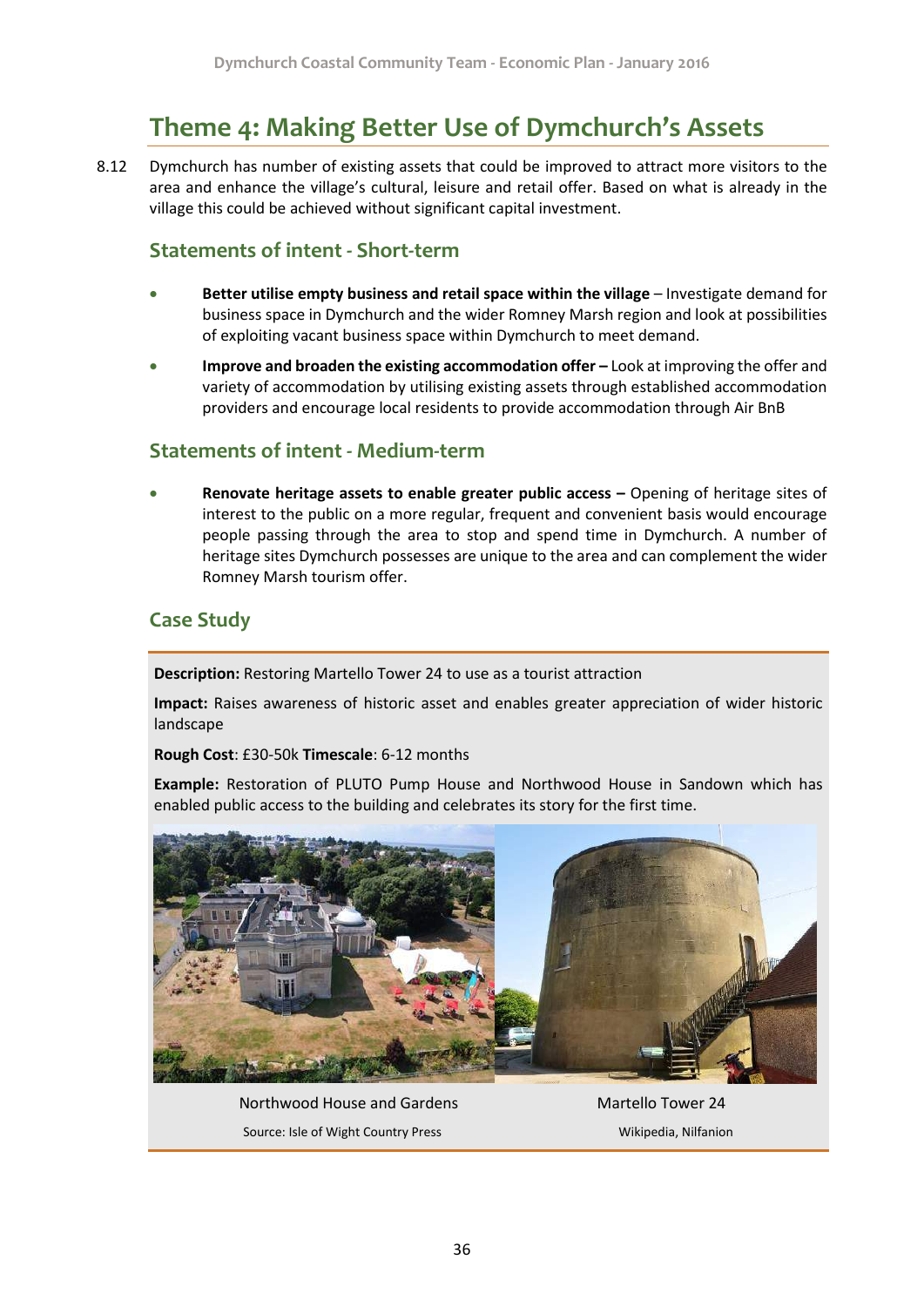# Theme 4: Making Better Use of Dymchurch's Assets

8.12 Dymchurch has number of existing assets that could be improved to attract more visitors to the area and enhance the village's cultural, leisure and retail offer. Based on what is already in the village this could be achieved without significant capital investment.

## Statements of intent - Short-term

- **Better utilise empty business and retail space within the village** – Investigate demand for business space in Dymchurch and the wider Romney Marsh region and look at possibilities of exploiting vacant business space within Dymchurch to meet demand.
- **Improve and broaden the existing accommodation offer –** Look at improving the offer and variety of accommodation by utilising existing assets through established accommodation providers and encourage local residents to provide accommodation through Air BnB

## Statements of intent - Medium-term

- **Renovate heritage assets to enable greater public access –** Opening of heritage sites of interest to the public on a more regular, frequent and convenient basis would encourage people passing through the area to stop and spend time in Dymchurch. A number of heritage sites Dymchurch possesses are unique to the area and can complement the wider Romney Marsh tourism offer.

## Case Study

**Description:** Restoring Martello Tower 24 to use as a tourist attraction

**Impact:** Raises awareness of historic asset and enables greater appreciation of wider historic landscape

**Rough Cost**: £30-50k **Timescale**: 6-12 months

**Example:** Restoration of PLUTO Pump House and Northwood House in Sandown which has enabled public access to the building and celebrates its story for the first time.

Northwood House and Gardens

Source: Isle of Wight Country Press

Martello Tower 24

Wikipedia, Nilfanion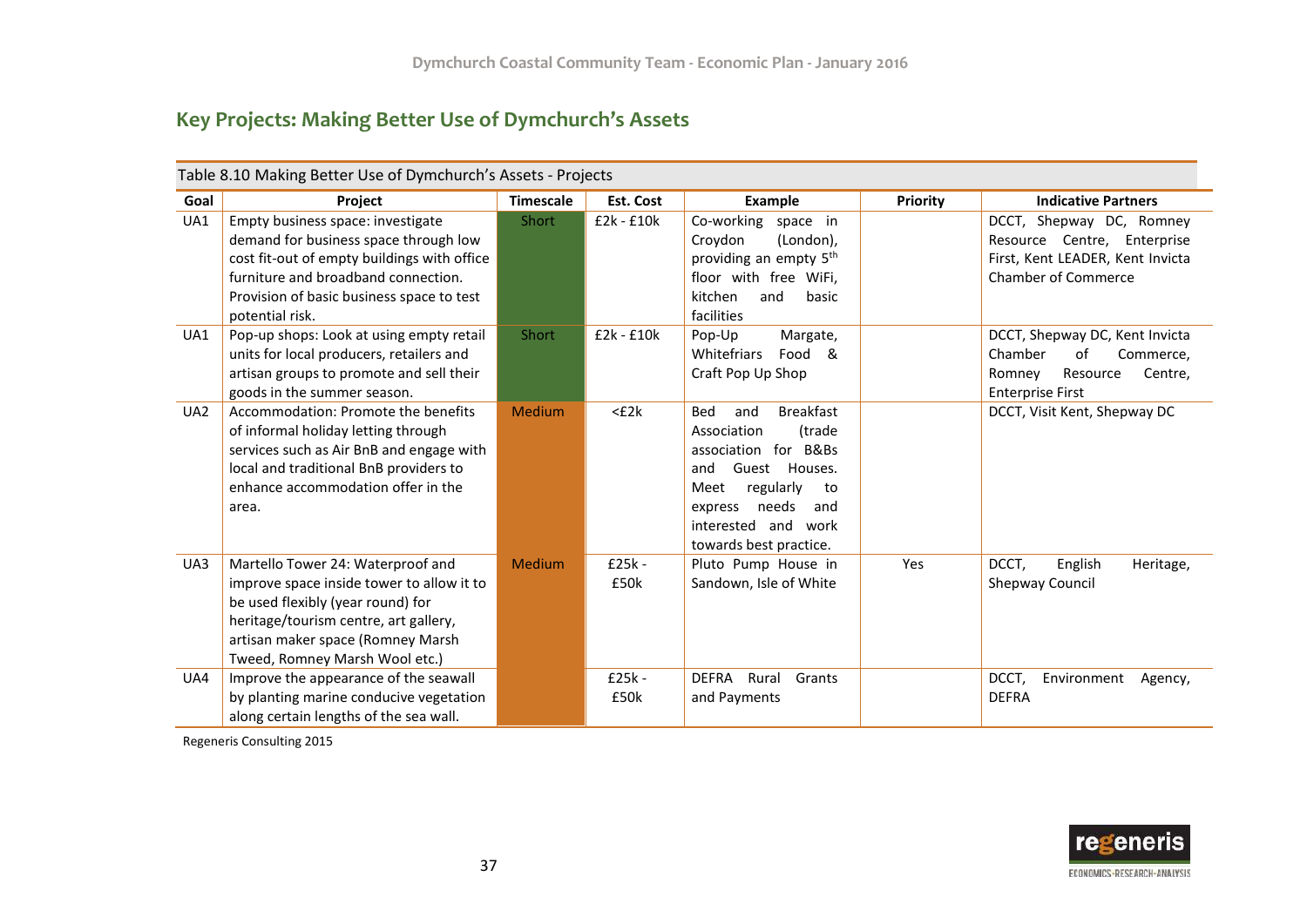## Key Projects: Making Better Use of Dymchurch's Assets

Table 8.10 Making Better Use of Dymchurch's Assets - Projects

| Goal | Project | Timescale | Est. Cost | Example | Priority | Indicative Partners |
|---|---|---|---|---|---|---|
| UA1 | Empty business space: investigate demand for business space through low cost fit-out of empty buildings with office furniture and broadband connection. Provision of basic business space to test potential risk. | Short | £2k - £10k | Co-working space in Croydon (London), providing an empty 5th floor with free WiFi, kitchen and basic facilities | | DCCT, Shepway DC, Romney Resource Centre, Enterprise First, Kent LEADER, Kent Invicta Chamber of Commerce |
| UA1 | Pop-up shops: Look at using empty retail units for local producers, retailers and artisan groups to promote and sell their goods in the summer season. | Short | £2k - £10k | Pop-Up Margate, Whitefriars Food & Craft Pop Up Shop | | DCCT, Shepway DC, Kent Invicta Chamber of Commerce, Romney Resource Centre, Enterprise First |
| UA2 | Accommodation: Promote the benefits of informal holiday letting through services such as Air BnB and engage with local and traditional BnB providers to enhance accommodation offer in the area. | Medium | <£2k | Bed and Breakfast Association (trade association for B&Bs and Guest Houses. Meet regularly to express needs and interested and work towards best practice. | | DCCT, Visit Kent, Shepway DC |
| UA3 | Martello Tower 24: Waterproof and improve space inside tower to allow it to be used flexibly (year round) for heritage/tourism centre, art gallery, artisan maker space (Romney Marsh Tweed, Romney Marsh Wool etc.) | Medium | £25k - £50k | Pluto Pump House in Sandown, Isle of White | Yes | DCCT, English Heritage, Shepway Council |
| UA4 | Improve the appearance of the seawall by planting marine conducive vegetation along certain lengths of the sea wall. | | £25k - £50k | DEFRA Rural Grants and Payments | | DCCT, Environment Agency, DEFRA |

Regeneris Consulting 2015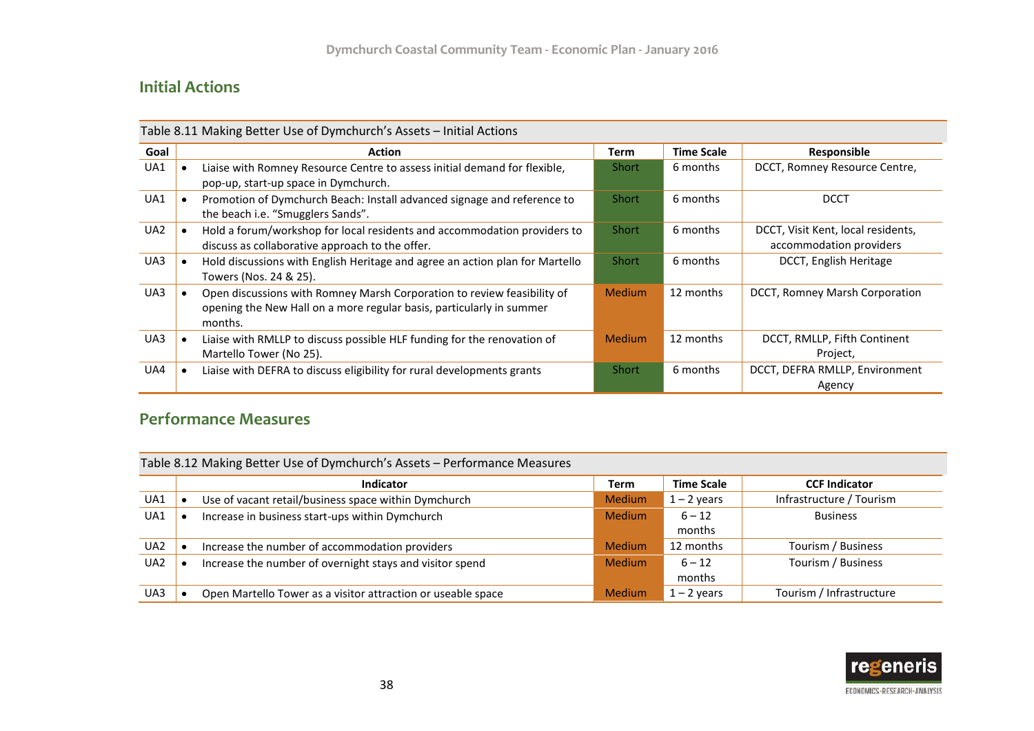## Initial Actions

| Table 8.11 Making Better Use of Dymchurch's Assets – Initial Actions | | | | |
|---|---|---|---|---|
| **Goal** | **Action** | **Term** | **Time Scale** | **Responsible** |
| UA1 | • Liaise with Romney Resource Centre to assess initial demand for flexible, pop-up, start-up space in Dymchurch. | Short | 6 months | DCCT, Romney Resource Centre, |
| UA1 | • Promotion of Dymchurch Beach: Install advanced signage and reference to the beach i.e. "Smugglers Sands". | Short | 6 months | DCCT |
| UA2 | • Hold a forum/workshop for local residents and accommodation providers to discuss as collaborative approach to the offer. | Short | 6 months | DCCT, Visit Kent, local residents, accommodation providers |
| UA3 | • Hold discussions with English Heritage and agree an action plan for Martello Towers (Nos. 24 & 25). | Short | 6 months | DCCT, English Heritage |
| UA3 | • Open discussions with Romney Marsh Corporation to review feasibility of opening the New Hall on a more regular basis, particularly in summer months. | Medium | 12 months | DCCT, Romney Marsh Corporation |
| UA3 | • Liaise with RMLLP to discuss possible HLF funding for the renovation of Martello Tower (No 25). | Medium | 12 months | DCCT, RMLLP, Fifth Continent Project, |
| UA4 | • Liaise with DEFRA to discuss eligibility for rural developments grants | Short | 6 months | DCCT, DEFRA RMLLP, Environment Agency |

## Performance Measures

| Table 8.12 Making Better Use of Dymchurch's Assets – Performance Measures | | | | |
|---|---|---|---|---|
| | **Indicator** | **Term** | **Time Scale** | **CCF Indicator** |
| UA1 | • Use of vacant retail/business space within Dymchurch | Medium | 1 – 2 years | Infrastructure / Tourism |
| UA1 | • Increase in business start-ups within Dymchurch | Medium | 6 – 12 months | Business |
| UA2 | • Increase the number of accommodation providers | Medium | 12 months | Tourism / Business |
| UA2 | • Increase the number of overnight stays and visitor spend | Medium | 6 – 12 months | Tourism / Business |
| UA3 | • Open Martello Tower as a visitor attraction or useable space | Medium | 1 – 2 years | Tourism / Infrastructure |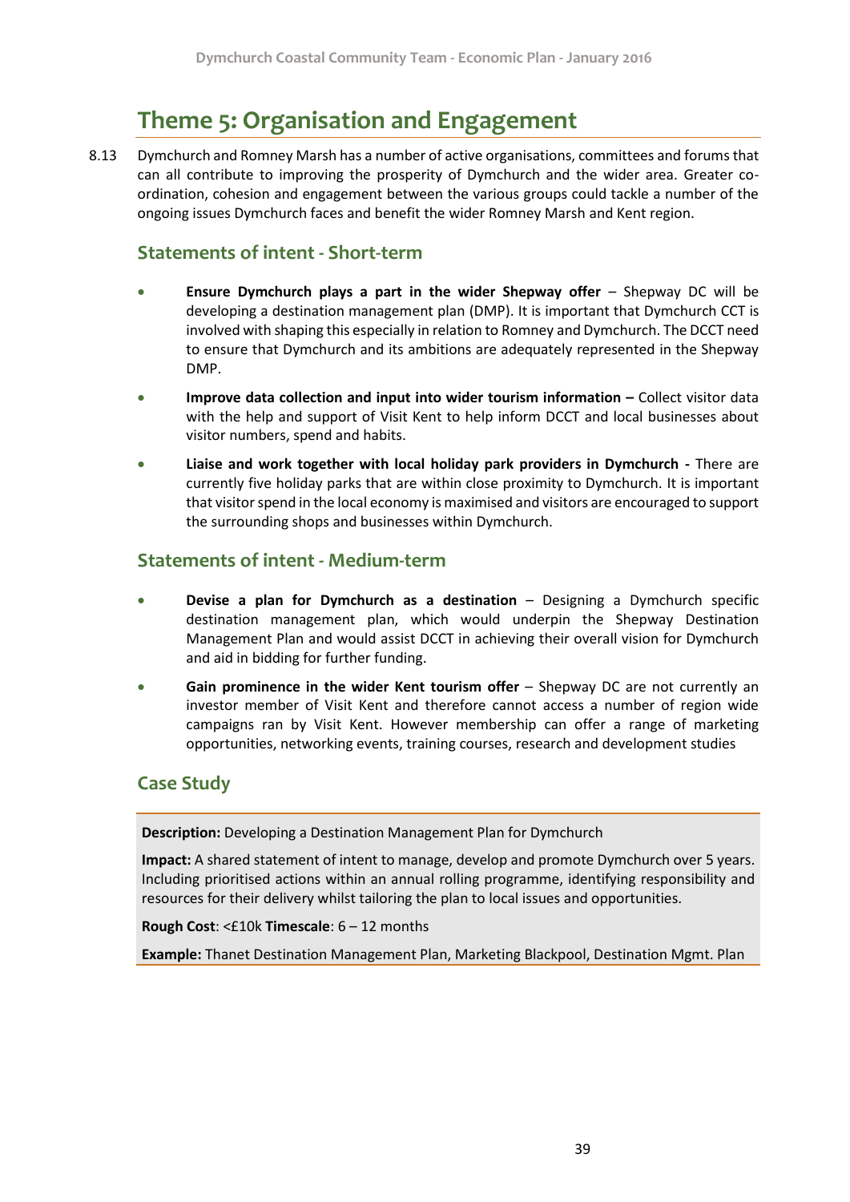# Theme 5: Organisation and Engagement

8.13 Dymchurch and Romney Marsh has a number of active organisations, committees and forums that can all contribute to improving the prosperity of Dymchurch and the wider area. Greater co-ordination, cohesion and engagement between the various groups could tackle a number of the ongoing issues Dymchurch faces and benefit the wider Romney Marsh and Kent region.

## Statements of intent - Short-term

- **Ensure Dymchurch plays a part in the wider Shepway offer** – Shepway DC will be developing a destination management plan (DMP). It is important that Dymchurch CCT is involved with shaping this especially in relation to Romney and Dymchurch. The DCCT need to ensure that Dymchurch and its ambitions are adequately represented in the Shepway DMP.
- **Improve data collection and input into wider tourism information –** Collect visitor data with the help and support of Visit Kent to help inform DCCT and local businesses about visitor numbers, spend and habits.
- **Liaise and work together with local holiday park providers in Dymchurch -** There are currently five holiday parks that are within close proximity to Dymchurch. It is important that visitor spend in the local economy is maximised and visitors are encouraged to support the surrounding shops and businesses within Dymchurch.

## Statements of intent - Medium-term

- **Devise a plan for Dymchurch as a destination** – Designing a Dymchurch specific destination management plan, which would underpin the Shepway Destination Management Plan and would assist DCCT in achieving their overall vision for Dymchurch and aid in bidding for further funding.
- **Gain prominence in the wider Kent tourism offer** – Shepway DC are not currently an investor member of Visit Kent and therefore cannot access a number of region wide campaigns ran by Visit Kent. However membership can offer a range of marketing opportunities, networking events, training courses, research and development studies

## Case Study

**Description:** Developing a Destination Management Plan for Dymchurch

**Impact:** A shared statement of intent to manage, develop and promote Dymchurch over 5 years. Including prioritised actions within an annual rolling programme, identifying responsibility and resources for their delivery whilst tailoring the plan to local issues and opportunities.

**Rough Cost**: <£10k **Timescale**: 6 – 12 months

**Example:** Thanet Destination Management Plan, Marketing Blackpool, Destination Mgmt. Plan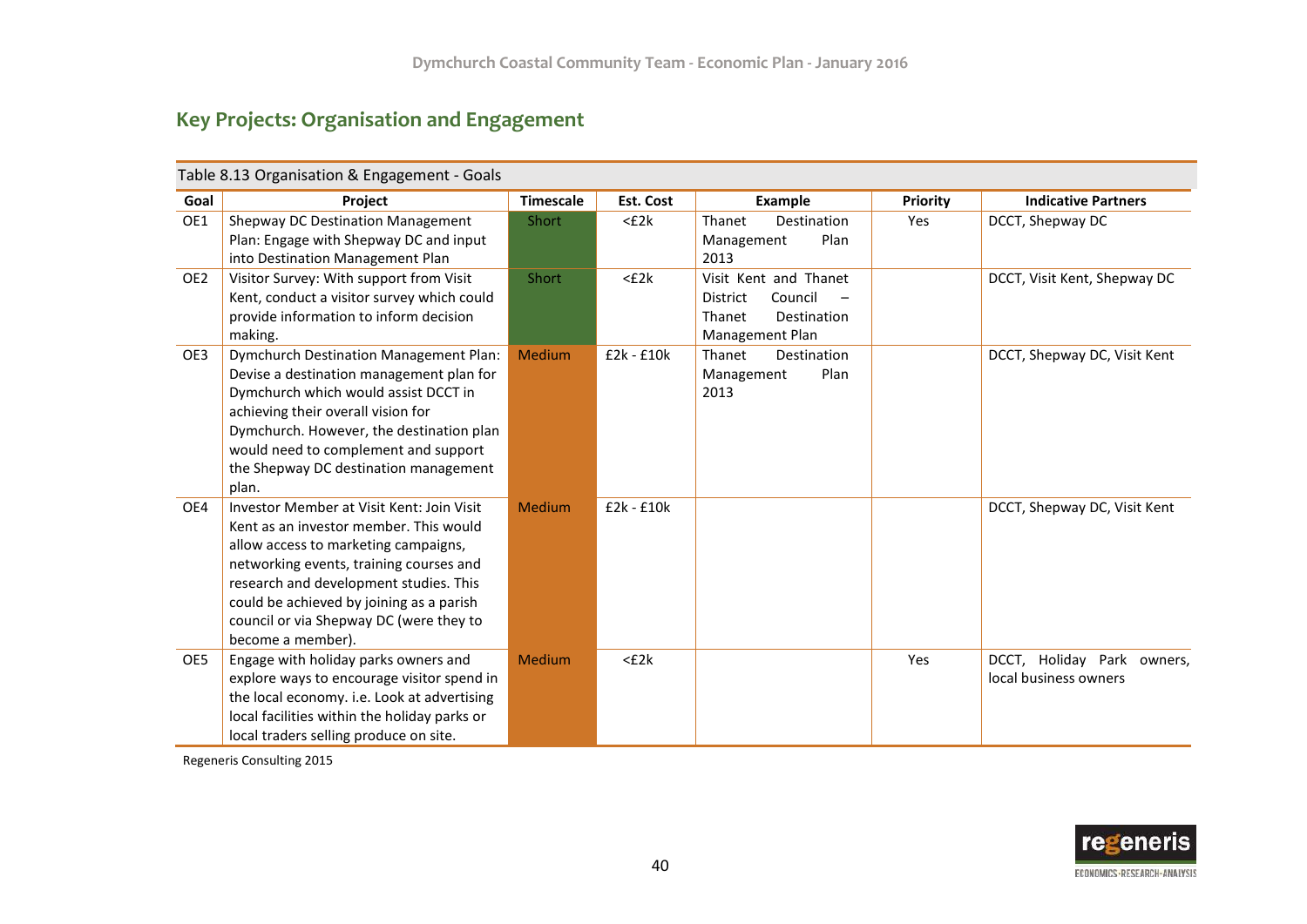## Key Projects: Organisation and Engagement

Table 8.13 Organisation & Engagement - Goals

| Goal | Project | Timescale | Est. Cost | Example | Priority | Indicative Partners |
|---|---|---|---|---|---|---|
| OE1 | Shepway DC Destination Management Plan: Engage with Shepway DC and input into Destination Management Plan | Short | <£2k | Thanet Destination Management Plan 2013 | Yes | DCCT, Shepway DC |
| OE2 | Visitor Survey: With support from Visit Kent, conduct a visitor survey which could provide information to inform decision making. | Short | <£2k | Visit Kent and Thanet District Council – Thanet Destination Management Plan | | DCCT, Visit Kent, Shepway DC |
| OE3 | Dymchurch Destination Management Plan: Devise a destination management plan for Dymchurch which would assist DCCT in achieving their overall vision for Dymchurch. However, the destination plan would need to complement and support the Shepway DC destination management plan. | Medium | £2k - £10k | Thanet Destination Management Plan 2013 | | DCCT, Shepway DC, Visit Kent |
| OE4 | Investor Member at Visit Kent: Join Visit Kent as an investor member. This would allow access to marketing campaigns, networking events, training courses and research and development studies. This could be achieved by joining as a parish council or via Shepway DC (were they to become a member). | Medium | £2k - £10k | | | DCCT, Shepway DC, Visit Kent |
| OE5 | Engage with holiday parks owners and explore ways to encourage visitor spend in the local economy. i.e. Look at advertising local facilities within the holiday parks or local traders selling produce on site. | Medium | <£2k | | Yes | DCCT, Holiday Park owners, local business owners |

Regeneris Consulting 2015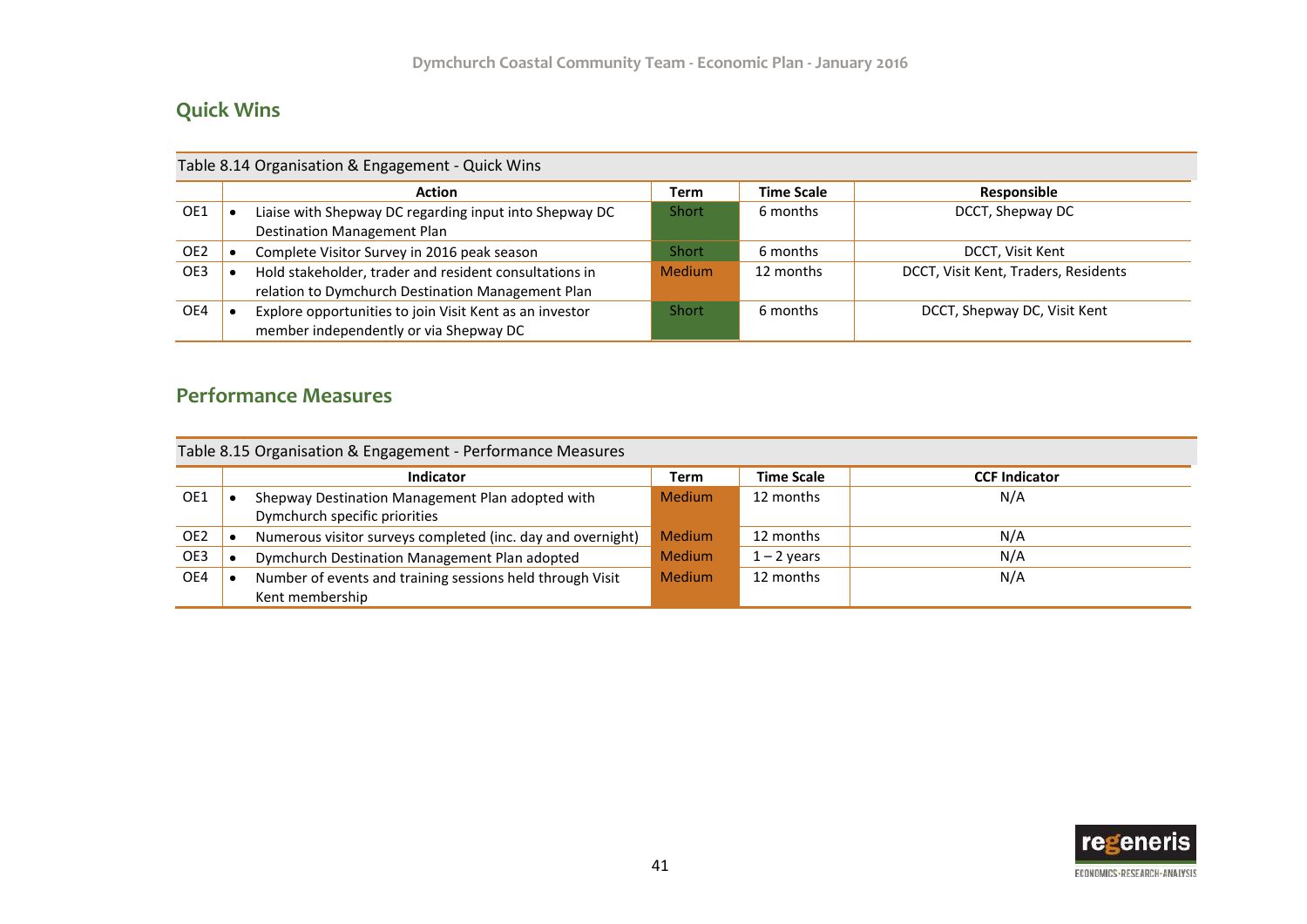## Quick Wins

Table 8.14 Organisation & Engagement - Quick Wins

| | Action | Term | Time Scale | Responsible |
|---|---|---|---|---|
| OE1 | • Liaise with Shepway DC regarding input into Shepway DC Destination Management Plan | Short | 6 months | DCCT, Shepway DC |
| OE2 | • Complete Visitor Survey in 2016 peak season | Short | 6 months | DCCT, Visit Kent |
| OE3 | • Hold stakeholder, trader and resident consultations in relation to Dymchurch Destination Management Plan | Medium | 12 months | DCCT, Visit Kent, Traders, Residents |
| OE4 | • Explore opportunities to join Visit Kent as an investor member independently or via Shepway DC | Short | 6 months | DCCT, Shepway DC, Visit Kent |

## Performance Measures

Table 8.15 Organisation & Engagement - Performance Measures

| | Indicator | Term | Time Scale | CCF Indicator |
|---|---|---|---|---|
| OE1 | • Shepway Destination Management Plan adopted with Dymchurch specific priorities | Medium | 12 months | N/A |
| OE2 | • Numerous visitor surveys completed (inc. day and overnight) | Medium | 12 months | N/A |
| OE3 | • Dymchurch Destination Management Plan adopted | Medium | 1 – 2 years | N/A |
| OE4 | • Number of events and training sessions held through Visit Kent membership | Medium | 12 months | N/A |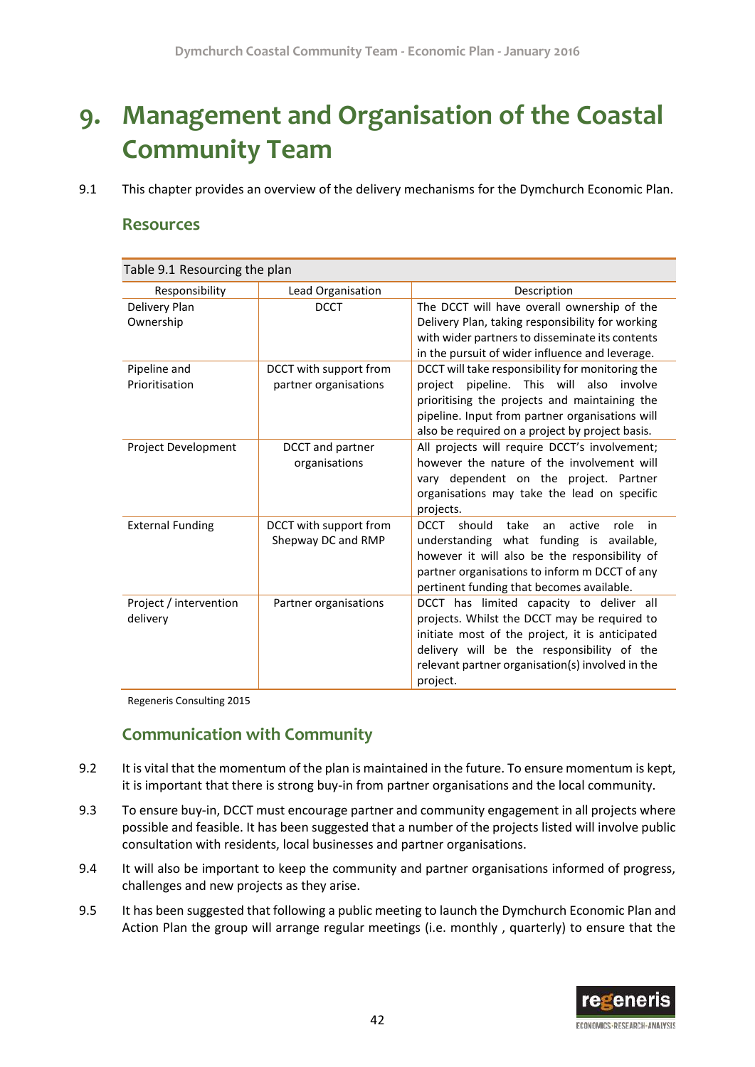# 9. Management and Organisation of the Coastal Community Team

9.1 This chapter provides an overview of the delivery mechanisms for the Dymchurch Economic Plan.

## Resources

Table 9.1 Resourcing the plan

| Responsibility | Lead Organisation | Description |
|---|---|---|
| Delivery Plan Ownership | DCCT | The DCCT will have overall ownership of the Delivery Plan, taking responsibility for working with wider partners to disseminate its contents in the pursuit of wider influence and leverage. |
| Pipeline and Prioritisation | DCCT with support from partner organisations | DCCT will take responsibility for monitoring the project pipeline. This will also involve prioritising the projects and maintaining the pipeline. Input from partner organisations will also be required on a project by project basis. |
| Project Development | DCCT and partner organisations | All projects will require DCCT's involvement; however the nature of the involvement will vary dependent on the project. Partner organisations may take the lead on specific projects. |
| External Funding | DCCT with support from Shepway DC and RMP | DCCT should take an active role in understanding what funding is available, however it will also be the responsibility of partner organisations to inform m DCCT of any pertinent funding that becomes available. |
| Project / intervention delivery | Partner organisations | DCCT has limited capacity to deliver all projects. Whilst the DCCT may be required to initiate most of the project, it is anticipated delivery will be the responsibility of the relevant partner organisation(s) involved in the project. |

Regeneris Consulting 2015

## Communication with Community

9.2 It is vital that the momentum of the plan is maintained in the future. To ensure momentum is kept, it is important that there is strong buy-in from partner organisations and the local community.

9.3 To ensure buy-in, DCCT must encourage partner and community engagement in all projects where possible and feasible. It has been suggested that a number of the projects listed will involve public consultation with residents, local businesses and partner organisations.

9.4 It will also be important to keep the community and partner organisations informed of progress, challenges and new projects as they arise.

9.5 It has been suggested that following a public meeting to launch the Dymchurch Economic Plan and Action Plan the group will arrange regular meetings (i.e. monthly , quarterly) to ensure that the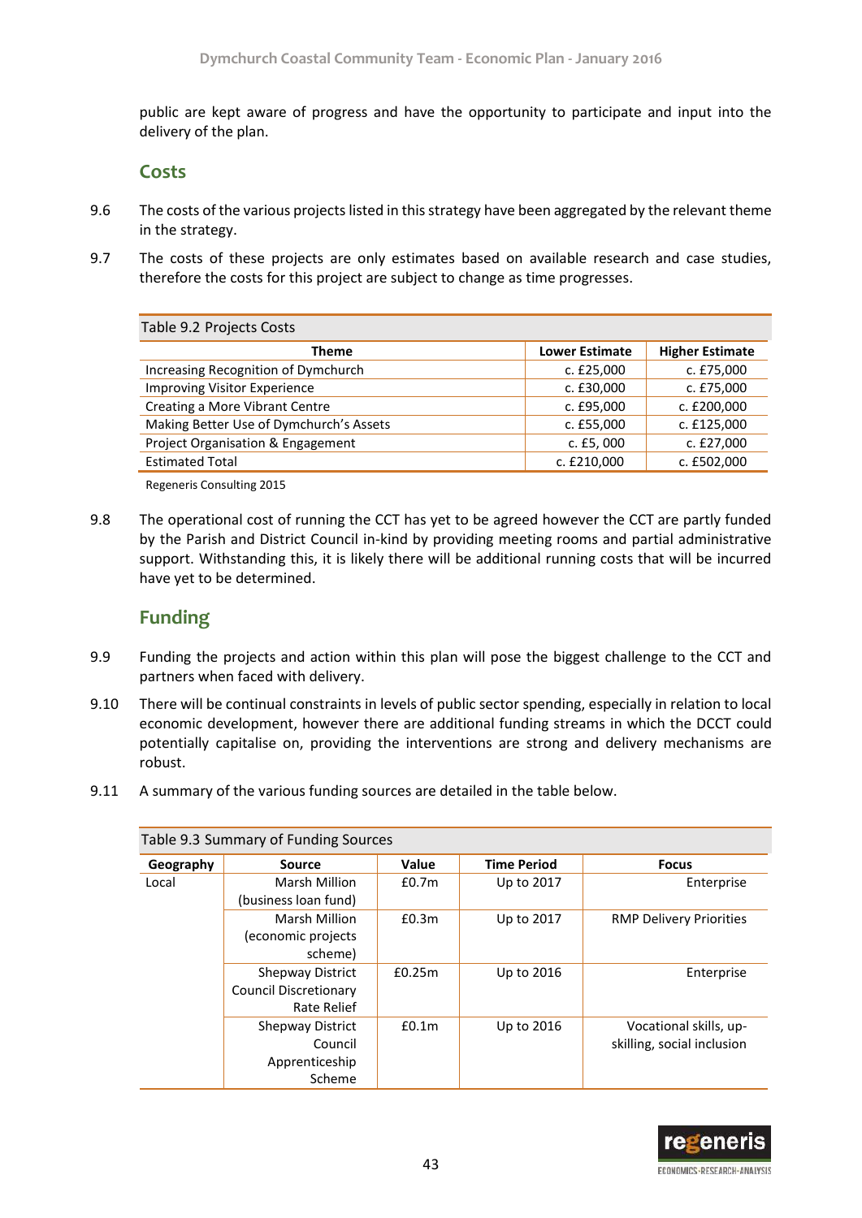public are kept aware of progress and have the opportunity to participate and input into the delivery of the plan.

## Costs

9.6 The costs of the various projects listed in this strategy have been aggregated by the relevant theme in the strategy.

9.7 The costs of these projects are only estimates based on available research and case studies, therefore the costs for this project are subject to change as time progresses.

Table 9.2 Projects Costs

| Theme | Lower Estimate | Higher Estimate |
|---|---|---|
| Increasing Recognition of Dymchurch | c. £25,000 | c. £75,000 |
| Improving Visitor Experience | c. £30,000 | c. £75,000 |
| Creating a More Vibrant Centre | c. £95,000 | c. £200,000 |
| Making Better Use of Dymchurch's Assets | c. £55,000 | c. £125,000 |
| Project Organisation & Engagement | c. £5, 000 | c. £27,000 |
| Estimated Total | c. £210,000 | c. £502,000 |

Regeneris Consulting 2015

9.8 The operational cost of running the CCT has yet to be agreed however the CCT are partly funded by the Parish and District Council in-kind by providing meeting rooms and partial administrative support. Withstanding this, it is likely there will be additional running costs that will be incurred have yet to be determined.

## Funding

9.9 Funding the projects and action within this plan will pose the biggest challenge to the CCT and partners when faced with delivery.

9.10 There will be continual constraints in levels of public sector spending, especially in relation to local economic development, however there are additional funding streams in which the DCCT could potentially capitalise on, providing the interventions are strong and delivery mechanisms are robust.

9.11 A summary of the various funding sources are detailed in the table below.

Table 9.3 Summary of Funding Sources

| Geography | Source | Value | Time Period | Focus |
|---|---|---|---|---|
| Local | Marsh Million (business loan fund) | £0.7m | Up to 2017 | Enterprise |
| | Marsh Million (economic projects scheme) | £0.3m | Up to 2017 | RMP Delivery Priorities |
| | Shepway District Council Discretionary Rate Relief | £0.25m | Up to 2016 | Enterprise |
| | Shepway District Council Apprenticeship Scheme | £0.1m | Up to 2016 | Vocational skills, up-skilling, social inclusion |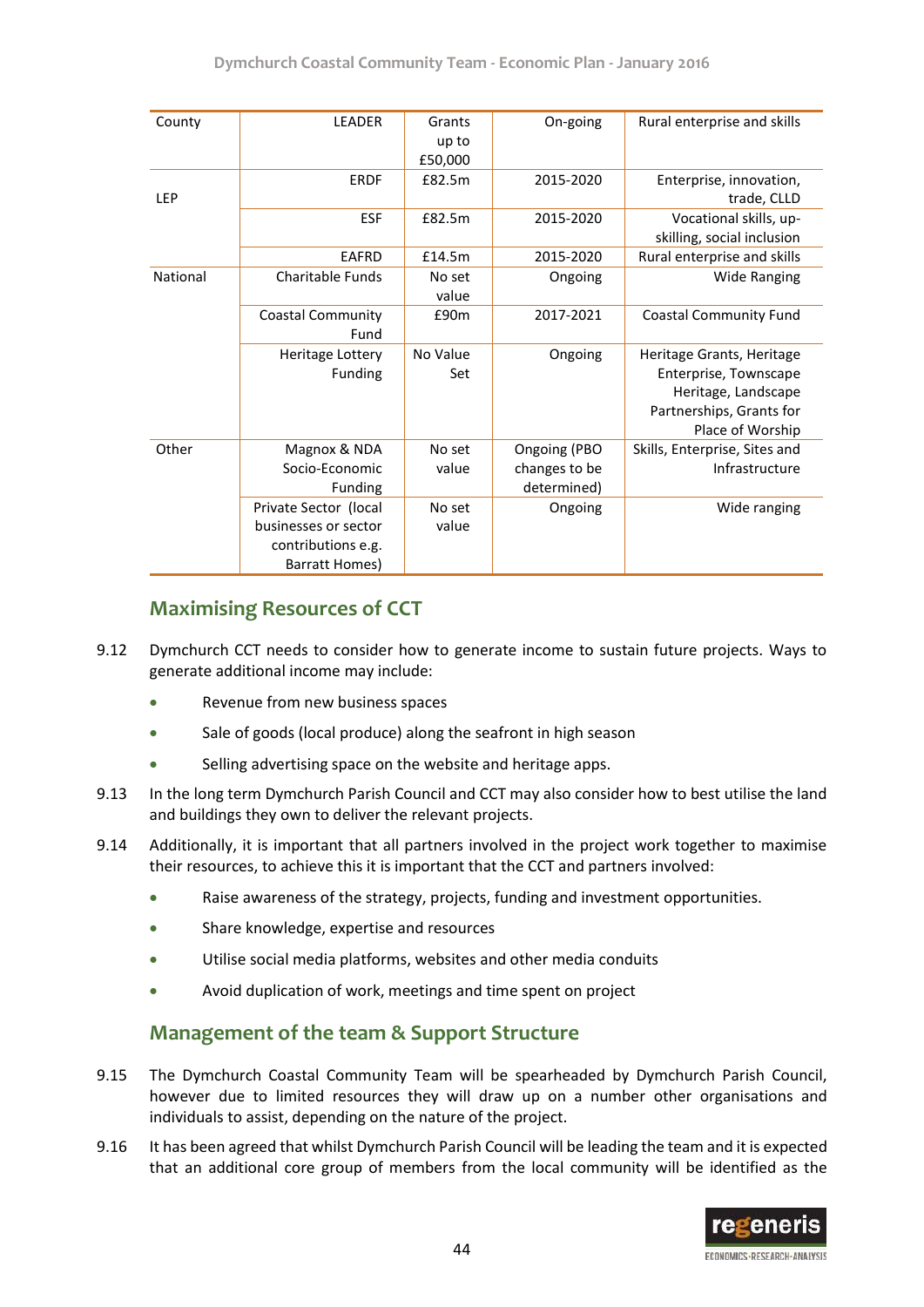| County | LEADER | Grants up to £50,000 | On-going | Rural enterprise and skills |
|---|---|---|---|---|
| LEP | ERDF | £82.5m | 2015-2020 | Enterprise, innovation, trade, CLLD |
| | ESF | £82.5m | 2015-2020 | Vocational skills, up-skilling, social inclusion |
| | EAFRD | £14.5m | 2015-2020 | Rural enterprise and skills |
| National | Charitable Funds | No set value | Ongoing | Wide Ranging |
| | Coastal Community Fund | £90m | 2017-2021 | Coastal Community Fund |
| | Heritage Lottery Funding | No Value Set | Ongoing | Heritage Grants, Heritage Enterprise, Townscape Heritage, Landscape Partnerships, Grants for Place of Worship |
| Other | Magnox & NDA Socio-Economic Funding | No set value | Ongoing (PBO changes to be determined) | Skills, Enterprise, Sites and Infrastructure |
| | Private Sector (local businesses or sector contributions e.g. Barratt Homes) | No set value | Ongoing | Wide ranging |

## Maximising Resources of CCT

9.12 Dymchurch CCT needs to consider how to generate income to sustain future projects. Ways to generate additional income may include:

- Revenue from new business spaces
- Sale of goods (local produce) along the seafront in high season
- Selling advertising space on the website and heritage apps.

9.13 In the long term Dymchurch Parish Council and CCT may also consider how to best utilise the land and buildings they own to deliver the relevant projects.

9.14 Additionally, it is important that all partners involved in the project work together to maximise their resources, to achieve this it is important that the CCT and partners involved:

- Raise awareness of the strategy, projects, funding and investment opportunities.
- Share knowledge, expertise and resources
- Utilise social media platforms, websites and other media conduits
- Avoid duplication of work, meetings and time spent on project

## Management of the team & Support Structure

9.15 The Dymchurch Coastal Community Team will be spearheaded by Dymchurch Parish Council, however due to limited resources they will draw up on a number other organisations and individuals to assist, depending on the nature of the project.

9.16 It has been agreed that whilst Dymchurch Parish Council will be leading the team and it is expected that an additional core group of members from the local community will be identified as the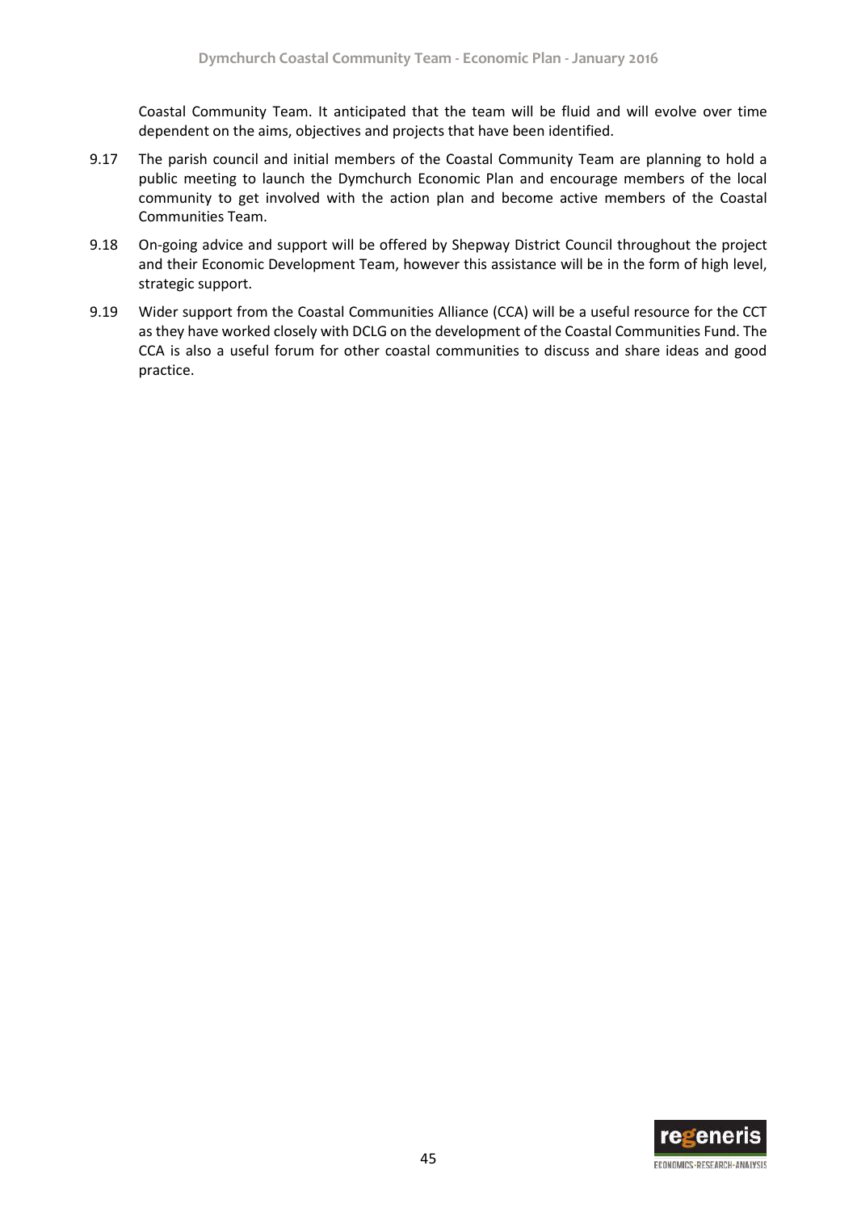Coastal Community Team. It anticipated that the team will be fluid and will evolve over time dependent on the aims, objectives and projects that have been identified.

9.17 The parish council and initial members of the Coastal Community Team are planning to hold a public meeting to launch the Dymchurch Economic Plan and encourage members of the local community to get involved with the action plan and become active members of the Coastal Communities Team.

9.18 On-going advice and support will be offered by Shepway District Council throughout the project and their Economic Development Team, however this assistance will be in the form of high level, strategic support.

9.19 Wider support from the Coastal Communities Alliance (CCA) will be a useful resource for the CCT as they have worked closely with DCLG on the development of the Coastal Communities Fund. The CCA is also a useful forum for other coastal communities to discuss and share ideas and good practice.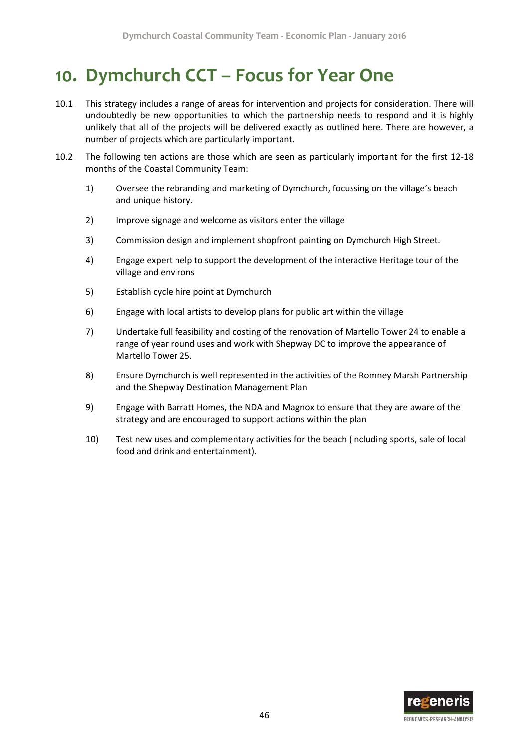# 10. Dymchurch CCT – Focus for Year One

10.1 This strategy includes a range of areas for intervention and projects for consideration. There will undoubtedly be new opportunities to which the partnership needs to respond and it is highly unlikely that all of the projects will be delivered exactly as outlined here. There are however, a number of projects which are particularly important.

10.2 The following ten actions are those which are seen as particularly important for the first 12-18 months of the Coastal Community Team:

1) Oversee the rebranding and marketing of Dymchurch, focussing on the village's beach and unique history.
2) Improve signage and welcome as visitors enter the village
3) Commission design and implement shopfront painting on Dymchurch High Street.
4) Engage expert help to support the development of the interactive Heritage tour of the village and environs
5) Establish cycle hire point at Dymchurch
6) Engage with local artists to develop plans for public art within the village
7) Undertake full feasibility and costing of the renovation of Martello Tower 24 to enable a range of year round uses and work with Shepway DC to improve the appearance of Martello Tower 25.
8) Ensure Dymchurch is well represented in the activities of the Romney Marsh Partnership and the Shepway Destination Management Plan
9) Engage with Barratt Homes, the NDA and Magnox to ensure that they are aware of the strategy and are encouraged to support actions within the plan
10) Test new uses and complementary activities for the beach (including sports, sale of local food and drink and entertainment).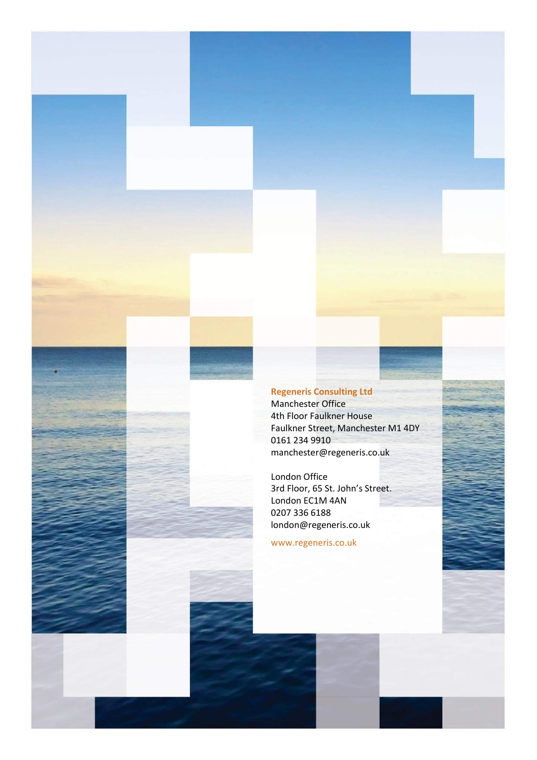**Regeneris Consulting Ltd**
Manchester Office
4th Floor Faulkner House
Faulkner Street, Manchester M1 4DY
0161 234 9910
manchester@regeneris.co.uk

London Office
3rd Floor, 65 St. John's Street.
London EC1M 4AN
0207 336 6188
london@regeneris.co.uk

www.regeneris.co.uk